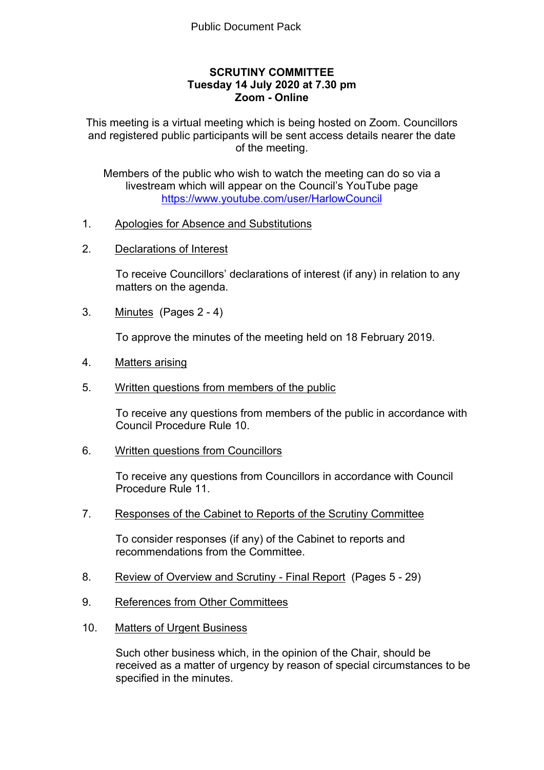Public Document Pack

**SCRUTINY COMMITTEE**
**Tuesday 14 July 2020 at 7.30 pm**
**Zoom - Online**

This meeting is a virtual meeting which is being hosted on Zoom. Councillors and registered public participants will be sent access details nearer the date of the meeting.

Members of the public who wish to watch the meeting can do so via a livestream which will appear on the Council's YouTube page https://www.youtube.com/user/HarlowCouncil

1. Apologies for Absence and Substitutions

2. Declarations of Interest

   To receive Councillors' declarations of interest (if any) in relation to any matters on the agenda.

3. Minutes (Pages 2 - 4)

   To approve the minutes of the meeting held on 18 February 2019.

4. Matters arising

5. Written questions from members of the public

   To receive any questions from members of the public in accordance with Council Procedure Rule 10.

6. Written questions from Councillors

   To receive any questions from Councillors in accordance with Council Procedure Rule 11.

7. Responses of the Cabinet to Reports of the Scrutiny Committee

   To consider responses (if any) of the Cabinet to reports and recommendations from the Committee.

8. Review of Overview and Scrutiny - Final Report (Pages 5 - 29)

9. References from Other Committees

10. Matters of Urgent Business

    Such other business which, in the opinion of the Chair, should be received as a matter of urgency by reason of special circumstances to be specified in the minutes.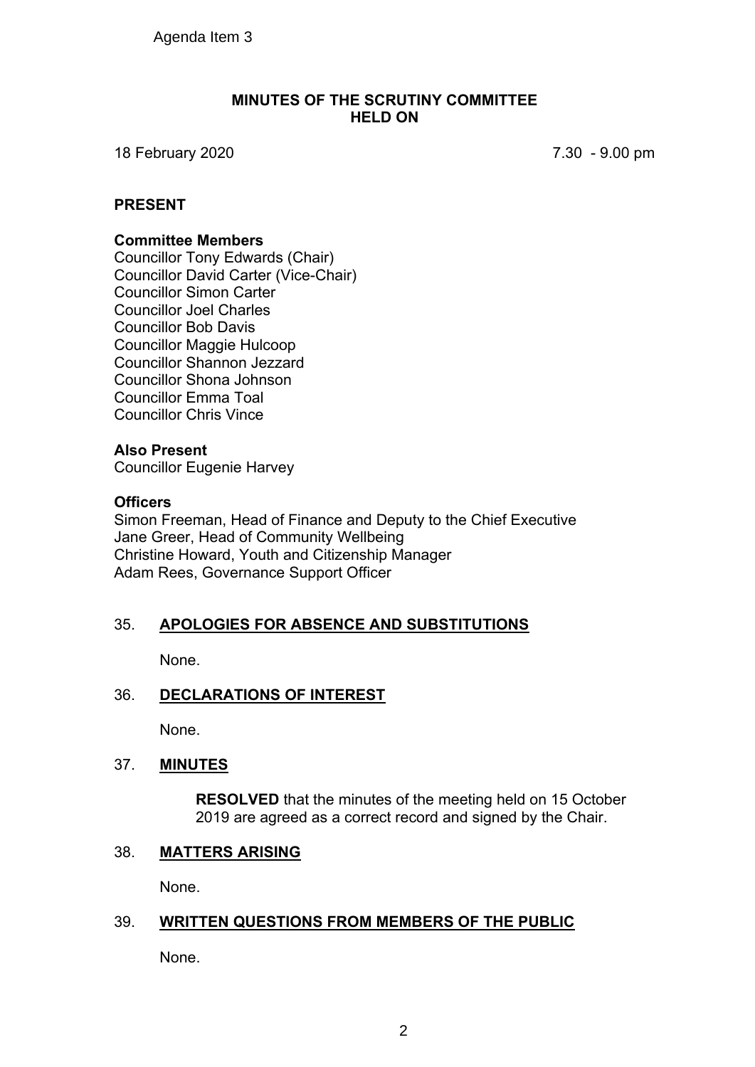Agenda Item 3

# MINUTES OF THE SCRUTINY COMMITTEE HELD ON

18 February 2020 7.30 - 9.00 pm

## PRESENT

**Committee Members**
Councillor Tony Edwards (Chair)
Councillor David Carter (Vice-Chair)
Councillor Simon Carter
Councillor Joel Charles
Councillor Bob Davis
Councillor Maggie Hulcoop
Councillor Shannon Jezzard
Councillor Shona Johnson
Councillor Emma Toal
Councillor Chris Vince

**Also Present**
Councillor Eugenie Harvey

**Officers**
Simon Freeman, Head of Finance and Deputy to the Chief Executive
Jane Greer, Head of Community Wellbeing
Christine Howard, Youth and Citizenship Manager
Adam Rees, Governance Support Officer

## 35. APOLOGIES FOR ABSENCE AND SUBSTITUTIONS

None.

## 36. DECLARATIONS OF INTEREST

None.

## 37. MINUTES

**RESOLVED** that the minutes of the meeting held on 15 October 2019 are agreed as a correct record and signed by the Chair.

## 38. MATTERS ARISING

None.

## 39. WRITTEN QUESTIONS FROM MEMBERS OF THE PUBLIC

None.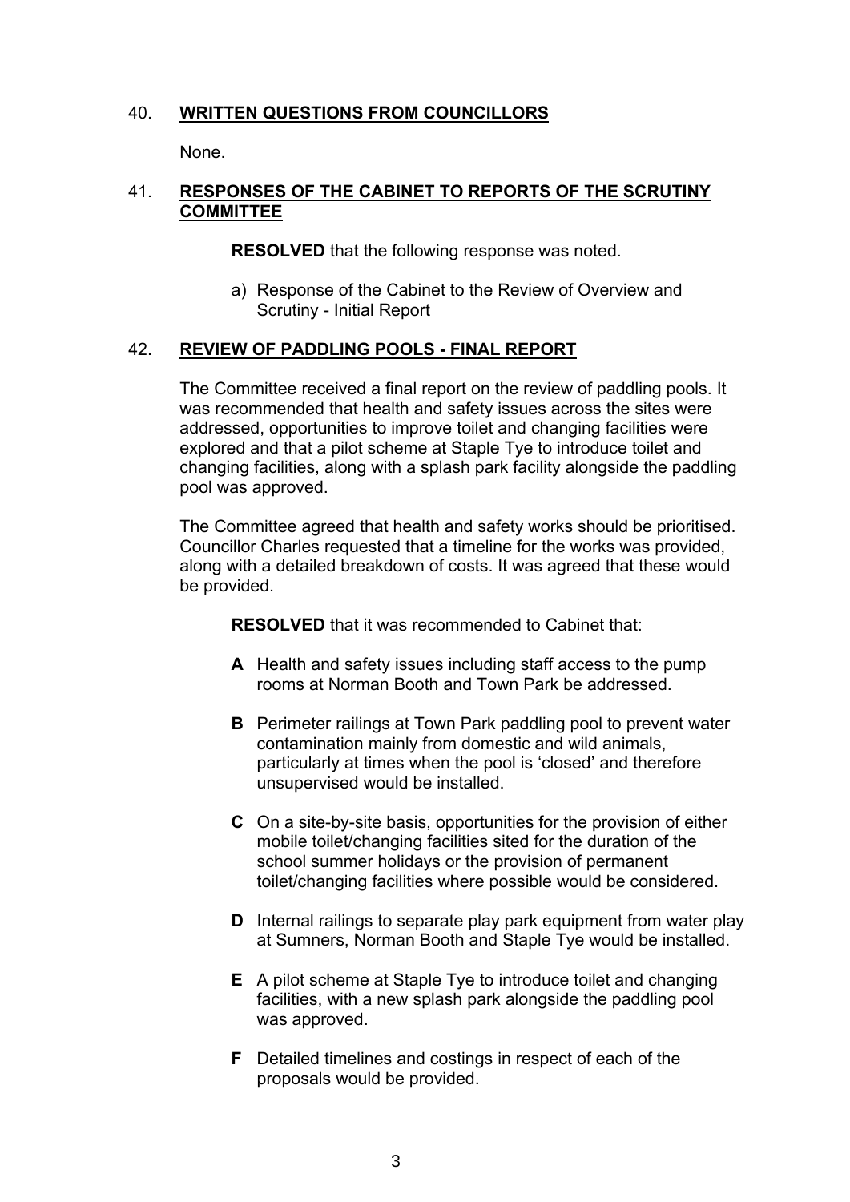## 40. **WRITTEN QUESTIONS FROM COUNCILLORS**

None.

## 41. **RESPONSES OF THE CABINET TO REPORTS OF THE SCRUTINY COMMITTEE**

**RESOLVED** that the following response was noted.

a) Response of the Cabinet to the Review of Overview and Scrutiny - Initial Report

## 42. **REVIEW OF PADDLING POOLS - FINAL REPORT**

The Committee received a final report on the review of paddling pools. It was recommended that health and safety issues across the sites were addressed, opportunities to improve toilet and changing facilities were explored and that a pilot scheme at Staple Tye to introduce toilet and changing facilities, along with a splash park facility alongside the paddling pool was approved.

The Committee agreed that health and safety works should be prioritised. Councillor Charles requested that a timeline for the works was provided, along with a detailed breakdown of costs. It was agreed that these would be provided.

**RESOLVED** that it was recommended to Cabinet that:

**A** Health and safety issues including staff access to the pump rooms at Norman Booth and Town Park be addressed.

**B** Perimeter railings at Town Park paddling pool to prevent water contamination mainly from domestic and wild animals, particularly at times when the pool is 'closed' and therefore unsupervised would be installed.

**C** On a site-by-site basis, opportunities for the provision of either mobile toilet/changing facilities sited for the duration of the school summer holidays or the provision of permanent toilet/changing facilities where possible would be considered.

**D** Internal railings to separate play park equipment from water play at Sumners, Norman Booth and Staple Tye would be installed.

**E** A pilot scheme at Staple Tye to introduce toilet and changing facilities, with a new splash park alongside the paddling pool was approved.

**F** Detailed timelines and costings in respect of each of the proposals would be provided.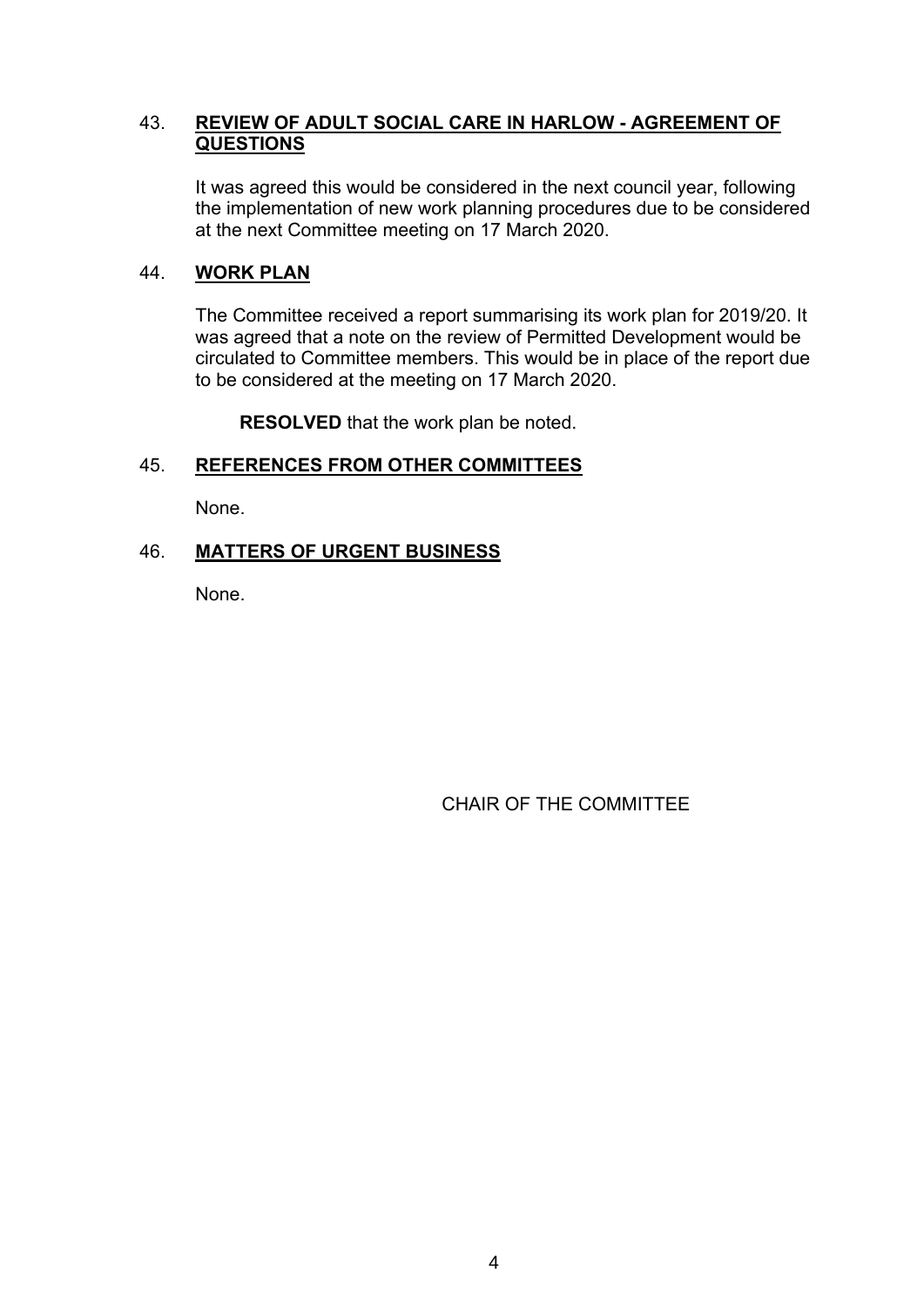## 43. **REVIEW OF ADULT SOCIAL CARE IN HARLOW - AGREEMENT OF QUESTIONS**

It was agreed this would be considered in the next council year, following the implementation of new work planning procedures due to be considered at the next Committee meeting on 17 March 2020.

## 44. **WORK PLAN**

The Committee received a report summarising its work plan for 2019/20. It was agreed that a note on the review of Permitted Development would be circulated to Committee members. This would be in place of the report due to be considered at the meeting on 17 March 2020.

**RESOLVED** that the work plan be noted.

## 45. **REFERENCES FROM OTHER COMMITTEES**

None.

## 46. **MATTERS OF URGENT BUSINESS**

None.

CHAIR OF THE COMMITTEE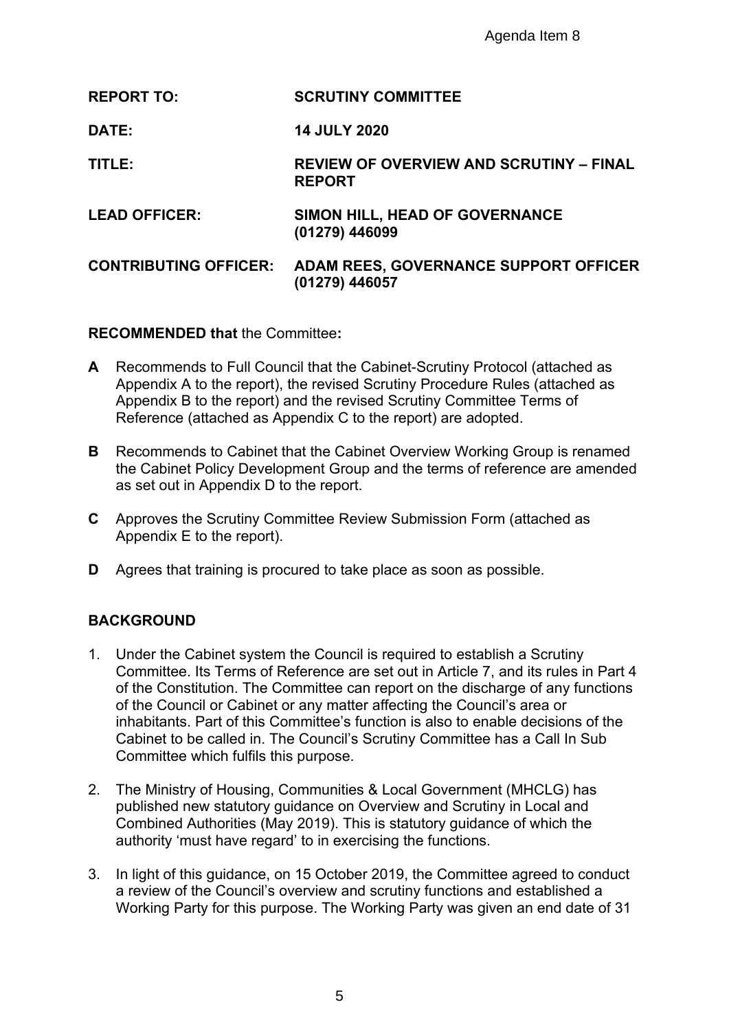Agenda Item 8

| | |
|---|---|
| **REPORT TO:** | **SCRUTINY COMMITTEE** |
| **DATE:** | **14 JULY 2020** |
| **TITLE:** | **REVIEW OF OVERVIEW AND SCRUTINY – FINAL REPORT** |
| **LEAD OFFICER:** | **SIMON HILL, HEAD OF GOVERNANCE (01279) 446099** |
| **CONTRIBUTING OFFICER:** | **ADAM REES, GOVERNANCE SUPPORT OFFICER (01279) 446057** |

**RECOMMENDED that** the Committee**:**

**A** Recommends to Full Council that the Cabinet-Scrutiny Protocol (attached as Appendix A to the report), the revised Scrutiny Procedure Rules (attached as Appendix B to the report) and the revised Scrutiny Committee Terms of Reference (attached as Appendix C to the report) are adopted.

**B** Recommends to Cabinet that the Cabinet Overview Working Group is renamed the Cabinet Policy Development Group and the terms of reference are amended as set out in Appendix D to the report.

**C** Approves the Scrutiny Committee Review Submission Form (attached as Appendix E to the report).

**D** Agrees that training is procured to take place as soon as possible.

## BACKGROUND

1. Under the Cabinet system the Council is required to establish a Scrutiny Committee. Its Terms of Reference are set out in Article 7, and its rules in Part 4 of the Constitution. The Committee can report on the discharge of any functions of the Council or Cabinet or any matter affecting the Council's area or inhabitants. Part of this Committee's function is also to enable decisions of the Cabinet to be called in. The Council's Scrutiny Committee has a Call In Sub Committee which fulfils this purpose.

2. The Ministry of Housing, Communities & Local Government (MHCLG) has published new statutory guidance on Overview and Scrutiny in Local and Combined Authorities (May 2019). This is statutory guidance of which the authority 'must have regard' to in exercising the functions.

3. In light of this guidance, on 15 October 2019, the Committee agreed to conduct a review of the Council's overview and scrutiny functions and established a Working Party for this purpose. The Working Party was given an end date of 31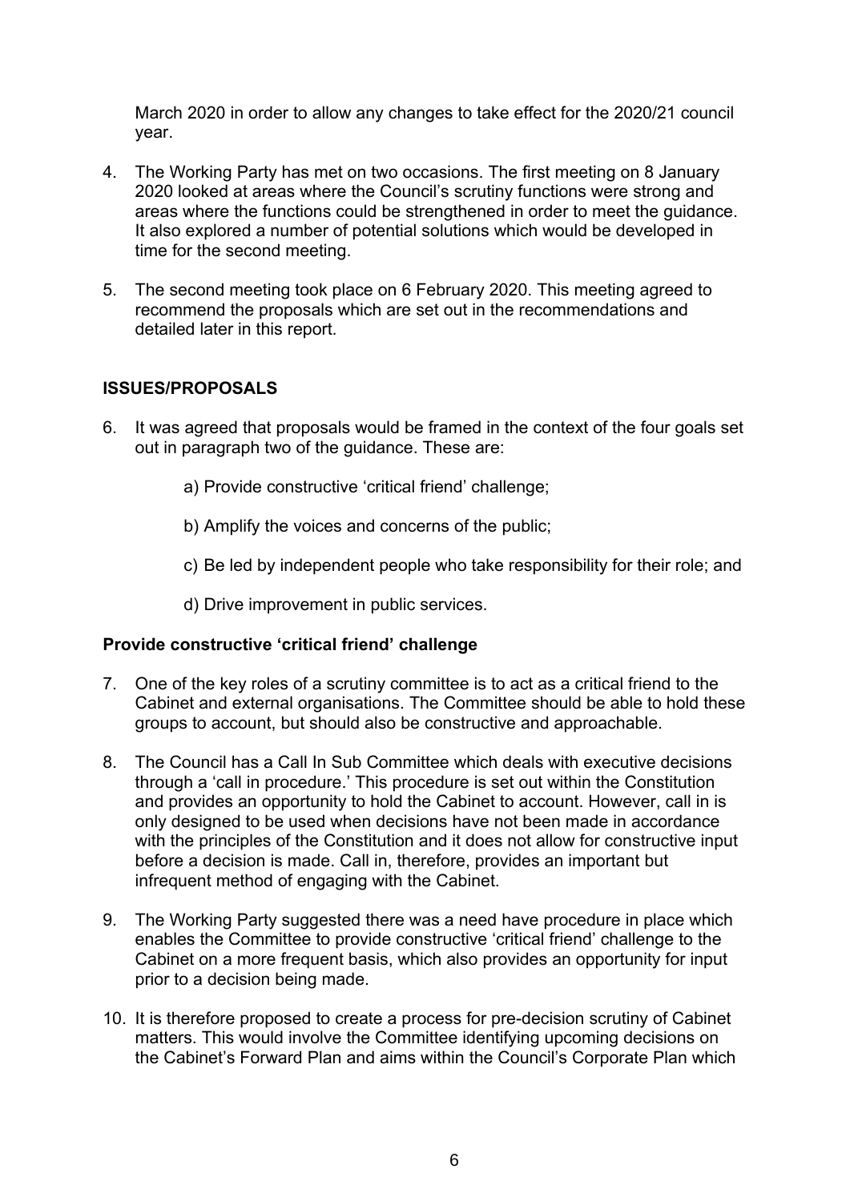March 2020 in order to allow any changes to take effect for the 2020/21 council year.

4. The Working Party has met on two occasions. The first meeting on 8 January 2020 looked at areas where the Council's scrutiny functions were strong and areas where the functions could be strengthened in order to meet the guidance. It also explored a number of potential solutions which would be developed in time for the second meeting.

5. The second meeting took place on 6 February 2020. This meeting agreed to recommend the proposals which are set out in the recommendations and detailed later in this report.

## ISSUES/PROPOSALS

6. It was agreed that proposals would be framed in the context of the four goals set out in paragraph two of the guidance. These are:

   a) Provide constructive 'critical friend' challenge;

   b) Amplify the voices and concerns of the public;

   c) Be led by independent people who take responsibility for their role; and

   d) Drive improvement in public services.

### Provide constructive 'critical friend' challenge

7. One of the key roles of a scrutiny committee is to act as a critical friend to the Cabinet and external organisations. The Committee should be able to hold these groups to account, but should also be constructive and approachable.

8. The Council has a Call In Sub Committee which deals with executive decisions through a 'call in procedure.' This procedure is set out within the Constitution and provides an opportunity to hold the Cabinet to account. However, call in is only designed to be used when decisions have not been made in accordance with the principles of the Constitution and it does not allow for constructive input before a decision is made. Call in, therefore, provides an important but infrequent method of engaging with the Cabinet.

9. The Working Party suggested there was a need have procedure in place which enables the Committee to provide constructive 'critical friend' challenge to the Cabinet on a more frequent basis, which also provides an opportunity for input prior to a decision being made.

10. It is therefore proposed to create a process for pre-decision scrutiny of Cabinet matters. This would involve the Committee identifying upcoming decisions on the Cabinet's Forward Plan and aims within the Council's Corporate Plan which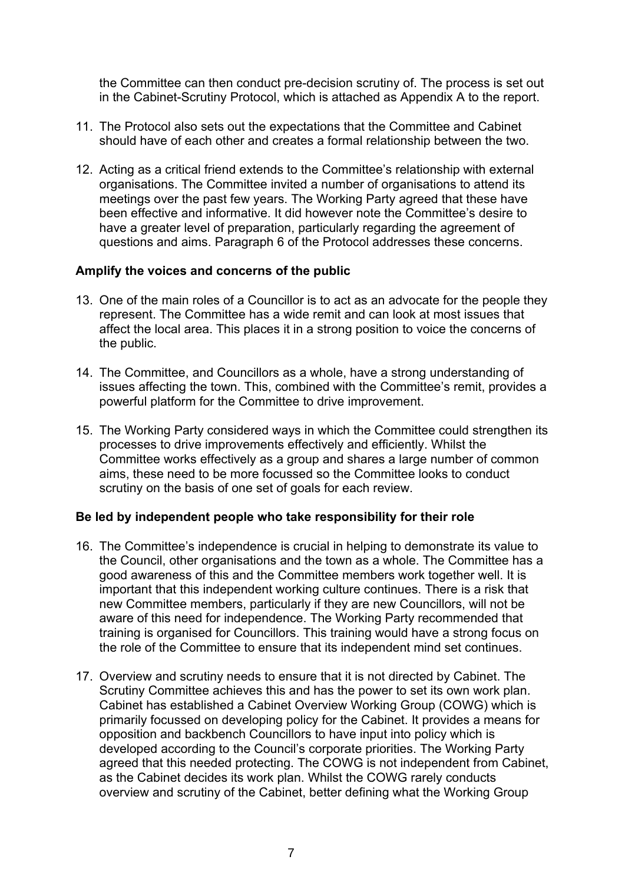the Committee can then conduct pre-decision scrutiny of. The process is set out in the Cabinet-Scrutiny Protocol, which is attached as Appendix A to the report.

11. The Protocol also sets out the expectations that the Committee and Cabinet should have of each other and creates a formal relationship between the two.

12. Acting as a critical friend extends to the Committee's relationship with external organisations. The Committee invited a number of organisations to attend its meetings over the past few years. The Working Party agreed that these have been effective and informative. It did however note the Committee's desire to have a greater level of preparation, particularly regarding the agreement of questions and aims. Paragraph 6 of the Protocol addresses these concerns.

**Amplify the voices and concerns of the public**

13. One of the main roles of a Councillor is to act as an advocate for the people they represent. The Committee has a wide remit and can look at most issues that affect the local area. This places it in a strong position to voice the concerns of the public.

14. The Committee, and Councillors as a whole, have a strong understanding of issues affecting the town. This, combined with the Committee's remit, provides a powerful platform for the Committee to drive improvement.

15. The Working Party considered ways in which the Committee could strengthen its processes to drive improvements effectively and efficiently. Whilst the Committee works effectively as a group and shares a large number of common aims, these need to be more focussed so the Committee looks to conduct scrutiny on the basis of one set of goals for each review.

**Be led by independent people who take responsibility for their role**

16. The Committee's independence is crucial in helping to demonstrate its value to the Council, other organisations and the town as a whole. The Committee has a good awareness of this and the Committee members work together well. It is important that this independent working culture continues. There is a risk that new Committee members, particularly if they are new Councillors, will not be aware of this need for independence. The Working Party recommended that training is organised for Councillors. This training would have a strong focus on the role of the Committee to ensure that its independent mind set continues.

17. Overview and scrutiny needs to ensure that it is not directed by Cabinet. The Scrutiny Committee achieves this and has the power to set its own work plan. Cabinet has established a Cabinet Overview Working Group (COWG) which is primarily focussed on developing policy for the Cabinet. It provides a means for opposition and backbench Councillors to have input into policy which is developed according to the Council's corporate priorities. The Working Party agreed that this needed protecting. The COWG is not independent from Cabinet, as the Cabinet decides its work plan. Whilst the COWG rarely conducts overview and scrutiny of the Cabinet, better defining what the Working Group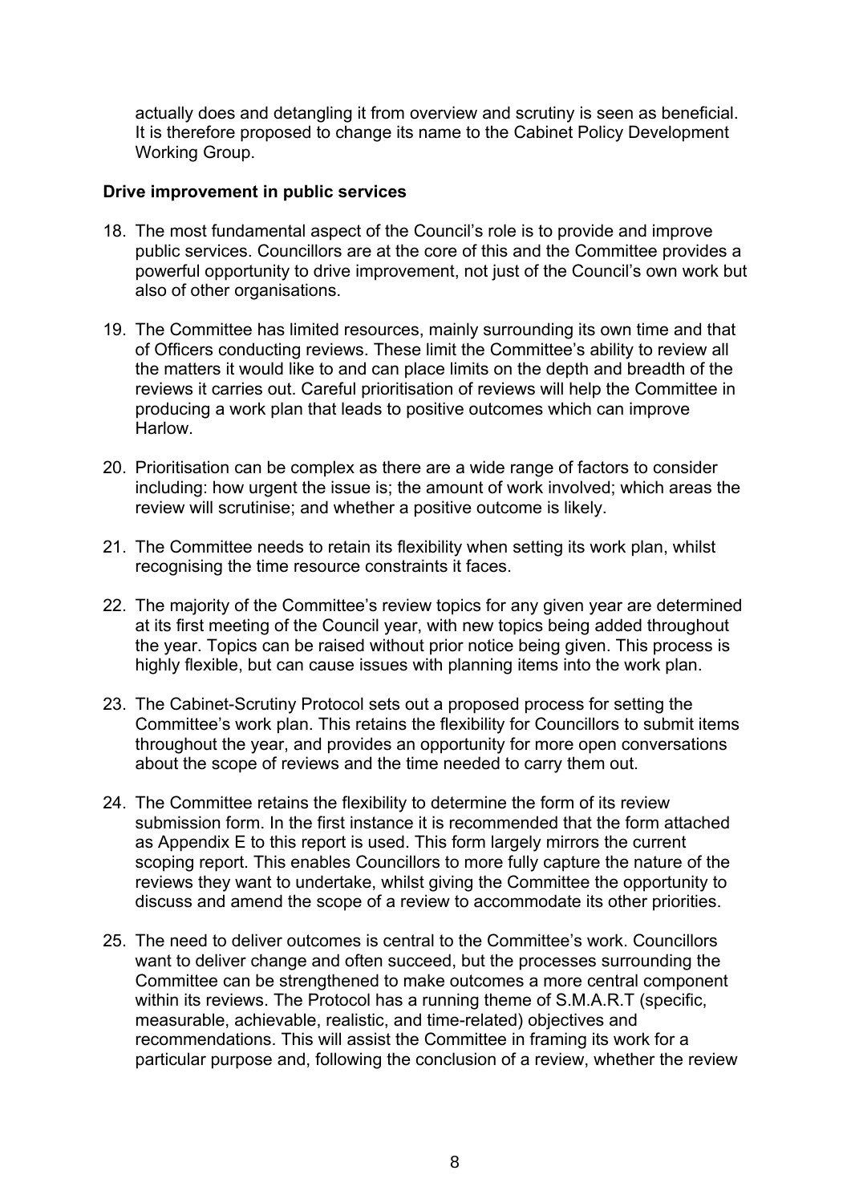actually does and detangling it from overview and scrutiny is seen as beneficial. It is therefore proposed to change its name to the Cabinet Policy Development Working Group.

**Drive improvement in public services**

18. The most fundamental aspect of the Council's role is to provide and improve public services. Councillors are at the core of this and the Committee provides a powerful opportunity to drive improvement, not just of the Council's own work but also of other organisations.

19. The Committee has limited resources, mainly surrounding its own time and that of Officers conducting reviews. These limit the Committee's ability to review all the matters it would like to and can place limits on the depth and breadth of the reviews it carries out. Careful prioritisation of reviews will help the Committee in producing a work plan that leads to positive outcomes which can improve Harlow.

20. Prioritisation can be complex as there are a wide range of factors to consider including: how urgent the issue is; the amount of work involved; which areas the review will scrutinise; and whether a positive outcome is likely.

21. The Committee needs to retain its flexibility when setting its work plan, whilst recognising the time resource constraints it faces.

22. The majority of the Committee's review topics for any given year are determined at its first meeting of the Council year, with new topics being added throughout the year. Topics can be raised without prior notice being given. This process is highly flexible, but can cause issues with planning items into the work plan.

23. The Cabinet-Scrutiny Protocol sets out a proposed process for setting the Committee's work plan. This retains the flexibility for Councillors to submit items throughout the year, and provides an opportunity for more open conversations about the scope of reviews and the time needed to carry them out.

24. The Committee retains the flexibility to determine the form of its review submission form. In the first instance it is recommended that the form attached as Appendix E to this report is used. This form largely mirrors the current scoping report. This enables Councillors to more fully capture the nature of the reviews they want to undertake, whilst giving the Committee the opportunity to discuss and amend the scope of a review to accommodate its other priorities.

25. The need to deliver outcomes is central to the Committee's work. Councillors want to deliver change and often succeed, but the processes surrounding the Committee can be strengthened to make outcomes a more central component within its reviews. The Protocol has a running theme of S.M.A.R.T (specific, measurable, achievable, realistic, and time-related) objectives and recommendations. This will assist the Committee in framing its work for a particular purpose and, following the conclusion of a review, whether the review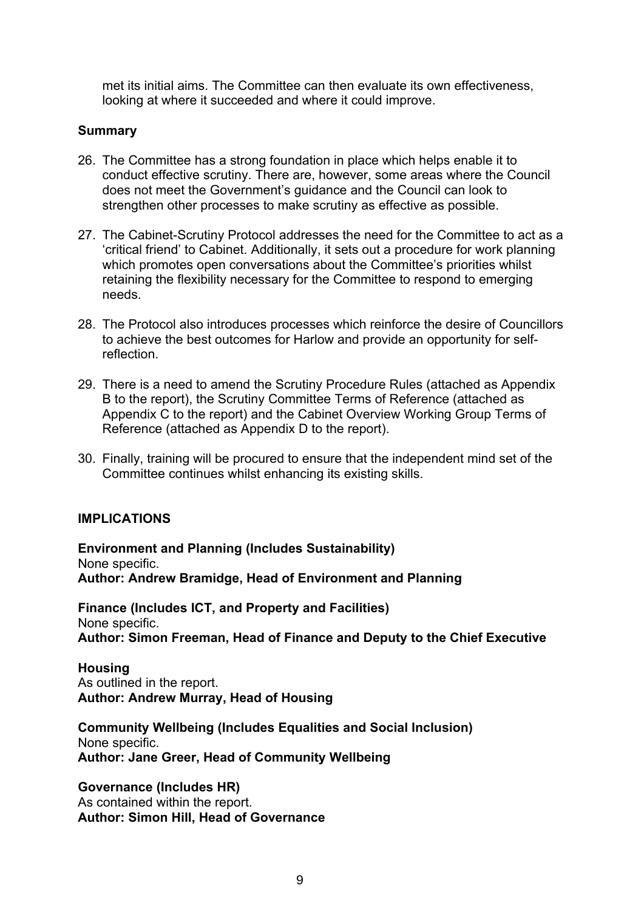met its initial aims. The Committee can then evaluate its own effectiveness, looking at where it succeeded and where it could improve.

**Summary**

26. The Committee has a strong foundation in place which helps enable it to conduct effective scrutiny. There are, however, some areas where the Council does not meet the Government's guidance and the Council can look to strengthen other processes to make scrutiny as effective as possible.

27. The Cabinet-Scrutiny Protocol addresses the need for the Committee to act as a 'critical friend' to Cabinet. Additionally, it sets out a procedure for work planning which promotes open conversations about the Committee's priorities whilst retaining the flexibility necessary for the Committee to respond to emerging needs.

28. The Protocol also introduces processes which reinforce the desire of Councillors to achieve the best outcomes for Harlow and provide an opportunity for self-reflection.

29. There is a need to amend the Scrutiny Procedure Rules (attached as Appendix B to the report), the Scrutiny Committee Terms of Reference (attached as Appendix C to the report) and the Cabinet Overview Working Group Terms of Reference (attached as Appendix D to the report).

30. Finally, training will be procured to ensure that the independent mind set of the Committee continues whilst enhancing its existing skills.

**IMPLICATIONS**

**Environment and Planning (Includes Sustainability)**
None specific.
**Author: Andrew Bramidge, Head of Environment and Planning**

**Finance (Includes ICT, and Property and Facilities)**
None specific.
**Author: Simon Freeman, Head of Finance and Deputy to the Chief Executive**

**Housing**
As outlined in the report.
**Author: Andrew Murray, Head of Housing**

**Community Wellbeing (Includes Equalities and Social Inclusion)**
None specific.
**Author: Jane Greer, Head of Community Wellbeing**

**Governance (Includes HR)**
As contained within the report.
**Author: Simon Hill, Head of Governance**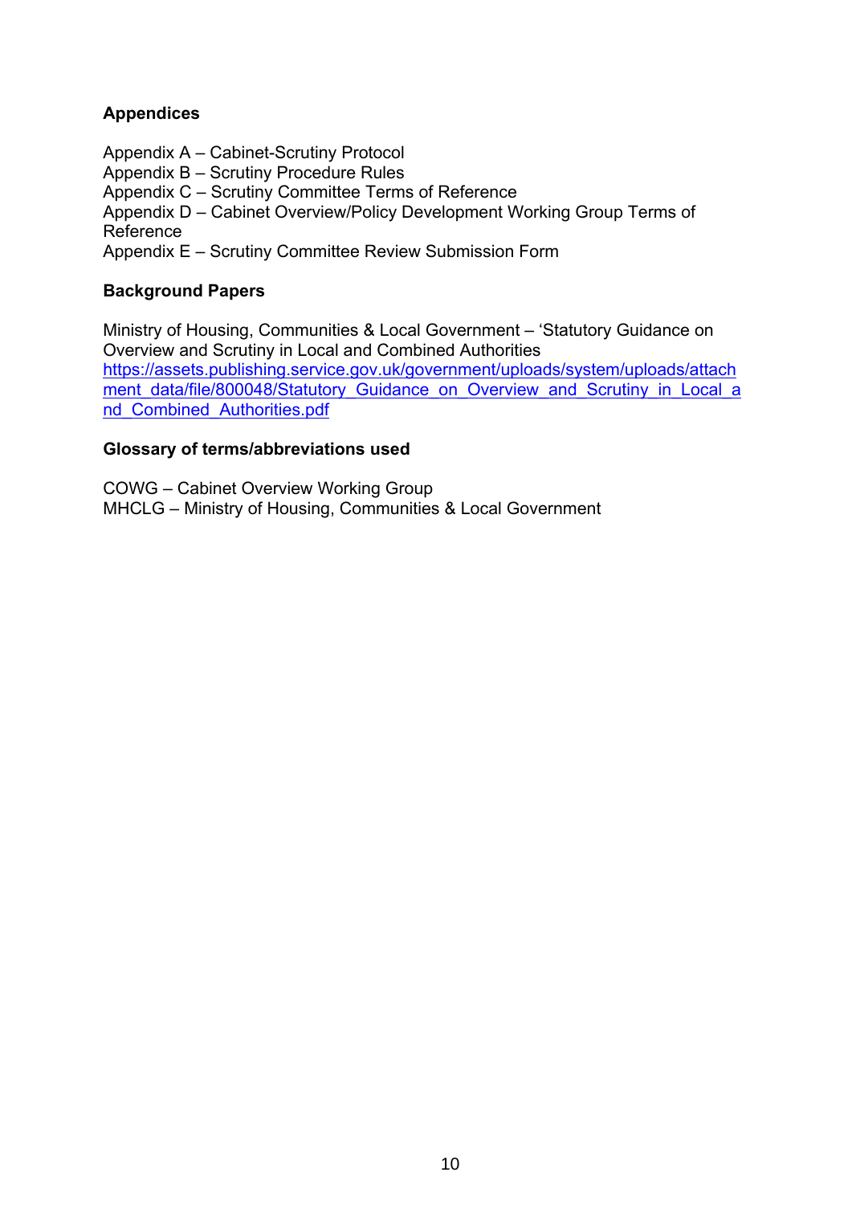**Appendices**

Appendix A – Cabinet-Scrutiny Protocol
Appendix B – Scrutiny Procedure Rules
Appendix C – Scrutiny Committee Terms of Reference
Appendix D – Cabinet Overview/Policy Development Working Group Terms of Reference
Appendix E – Scrutiny Committee Review Submission Form

**Background Papers**

Ministry of Housing, Communities & Local Government – 'Statutory Guidance on Overview and Scrutiny in Local and Combined Authorities
https://assets.publishing.service.gov.uk/government/uploads/system/uploads/attachment_data/file/800048/Statutory_Guidance_on_Overview_and_Scrutiny_in_Local_and_Combined_Authorities.pdf

**Glossary of terms/abbreviations used**

COWG – Cabinet Overview Working Group
MHCLG – Ministry of Housing, Communities & Local Government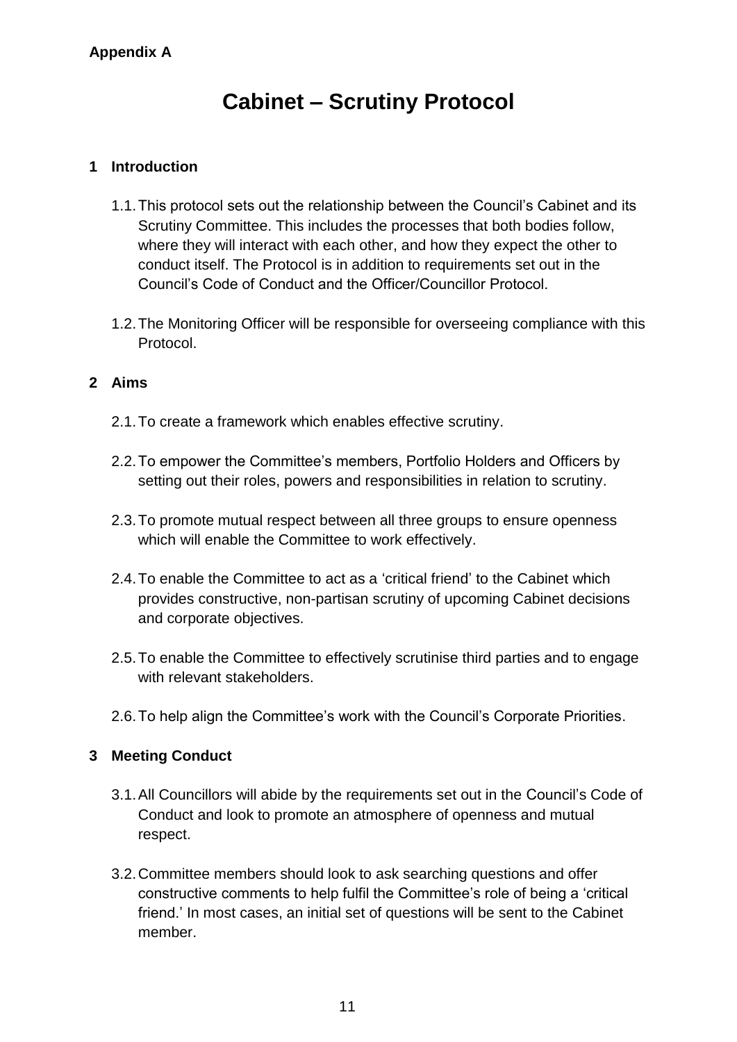**Appendix A**

# Cabinet – Scrutiny Protocol

## 1 Introduction

1.1. This protocol sets out the relationship between the Council's Cabinet and its Scrutiny Committee. This includes the processes that both bodies follow, where they will interact with each other, and how they expect the other to conduct itself. The Protocol is in addition to requirements set out in the Council's Code of Conduct and the Officer/Councillor Protocol.

1.2. The Monitoring Officer will be responsible for overseeing compliance with this Protocol.

## 2 Aims

2.1. To create a framework which enables effective scrutiny.

2.2. To empower the Committee's members, Portfolio Holders and Officers by setting out their roles, powers and responsibilities in relation to scrutiny.

2.3. To promote mutual respect between all three groups to ensure openness which will enable the Committee to work effectively.

2.4. To enable the Committee to act as a 'critical friend' to the Cabinet which provides constructive, non-partisan scrutiny of upcoming Cabinet decisions and corporate objectives.

2.5. To enable the Committee to effectively scrutinise third parties and to engage with relevant stakeholders.

2.6. To help align the Committee's work with the Council's Corporate Priorities.

## 3 Meeting Conduct

3.1. All Councillors will abide by the requirements set out in the Council's Code of Conduct and look to promote an atmosphere of openness and mutual respect.

3.2. Committee members should look to ask searching questions and offer constructive comments to help fulfil the Committee's role of being a 'critical friend.' In most cases, an initial set of questions will be sent to the Cabinet member.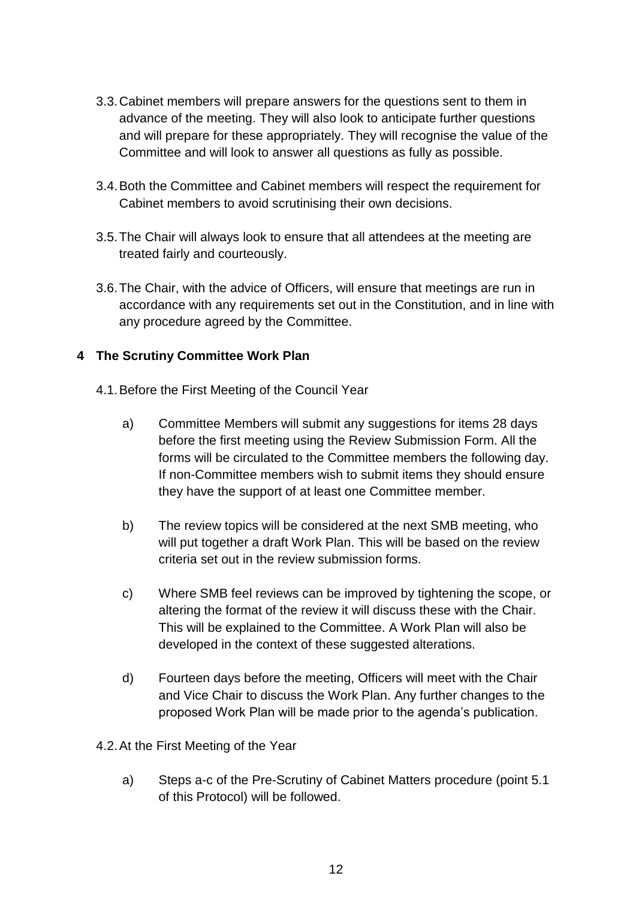3.3. Cabinet members will prepare answers for the questions sent to them in advance of the meeting. They will also look to anticipate further questions and will prepare for these appropriately. They will recognise the value of the Committee and will look to answer all questions as fully as possible.

3.4. Both the Committee and Cabinet members will respect the requirement for Cabinet members to avoid scrutinising their own decisions.

3.5. The Chair will always look to ensure that all attendees at the meeting are treated fairly and courteously.

3.6. The Chair, with the advice of Officers, will ensure that meetings are run in accordance with any requirements set out in the Constitution, and in line with any procedure agreed by the Committee.

## 4 The Scrutiny Committee Work Plan

4.1. Before the First Meeting of the Council Year

a) Committee Members will submit any suggestions for items 28 days before the first meeting using the Review Submission Form. All the forms will be circulated to the Committee members the following day. If non-Committee members wish to submit items they should ensure they have the support of at least one Committee member.

b) The review topics will be considered at the next SMB meeting, who will put together a draft Work Plan. This will be based on the review criteria set out in the review submission forms.

c) Where SMB feel reviews can be improved by tightening the scope, or altering the format of the review it will discuss these with the Chair. This will be explained to the Committee. A Work Plan will also be developed in the context of these suggested alterations.

d) Fourteen days before the meeting, Officers will meet with the Chair and Vice Chair to discuss the Work Plan. Any further changes to the proposed Work Plan will be made prior to the agenda's publication.

4.2. At the First Meeting of the Year

a) Steps a-c of the Pre-Scrutiny of Cabinet Matters procedure (point 5.1 of this Protocol) will be followed.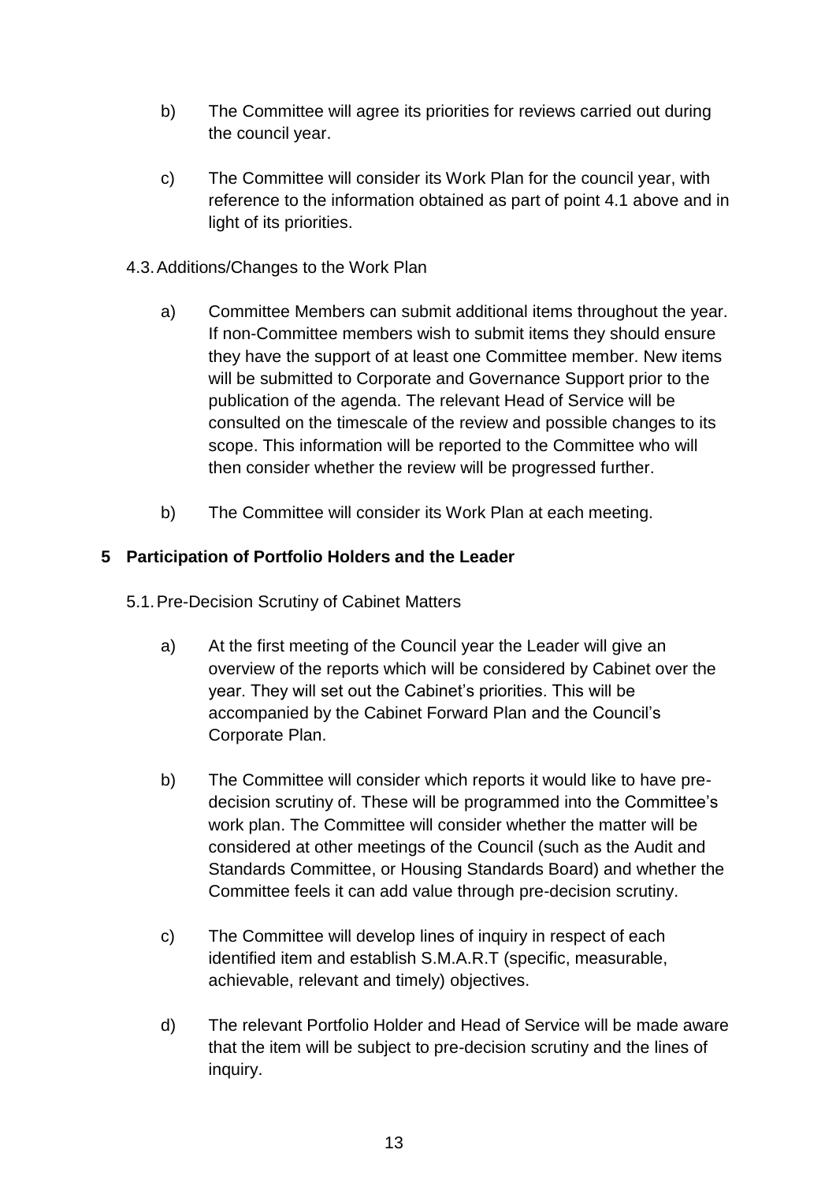b) The Committee will agree its priorities for reviews carried out during the council year.

c) The Committee will consider its Work Plan for the council year, with reference to the information obtained as part of point 4.1 above and in light of its priorities.

4.3. Additions/Changes to the Work Plan

a) Committee Members can submit additional items throughout the year. If non-Committee members wish to submit items they should ensure they have the support of at least one Committee member. New items will be submitted to Corporate and Governance Support prior to the publication of the agenda. The relevant Head of Service will be consulted on the timescale of the review and possible changes to its scope. This information will be reported to the Committee who will then consider whether the review will be progressed further.

b) The Committee will consider its Work Plan at each meeting.

## 5 Participation of Portfolio Holders and the Leader

5.1. Pre-Decision Scrutiny of Cabinet Matters

a) At the first meeting of the Council year the Leader will give an overview of the reports which will be considered by Cabinet over the year. They will set out the Cabinet's priorities. This will be accompanied by the Cabinet Forward Plan and the Council's Corporate Plan.

b) The Committee will consider which reports it would like to have pre-decision scrutiny of. These will be programmed into the Committee's work plan. The Committee will consider whether the matter will be considered at other meetings of the Council (such as the Audit and Standards Committee, or Housing Standards Board) and whether the Committee feels it can add value through pre-decision scrutiny.

c) The Committee will develop lines of inquiry in respect of each identified item and establish S.M.A.R.T (specific, measurable, achievable, relevant and timely) objectives.

d) The relevant Portfolio Holder and Head of Service will be made aware that the item will be subject to pre-decision scrutiny and the lines of inquiry.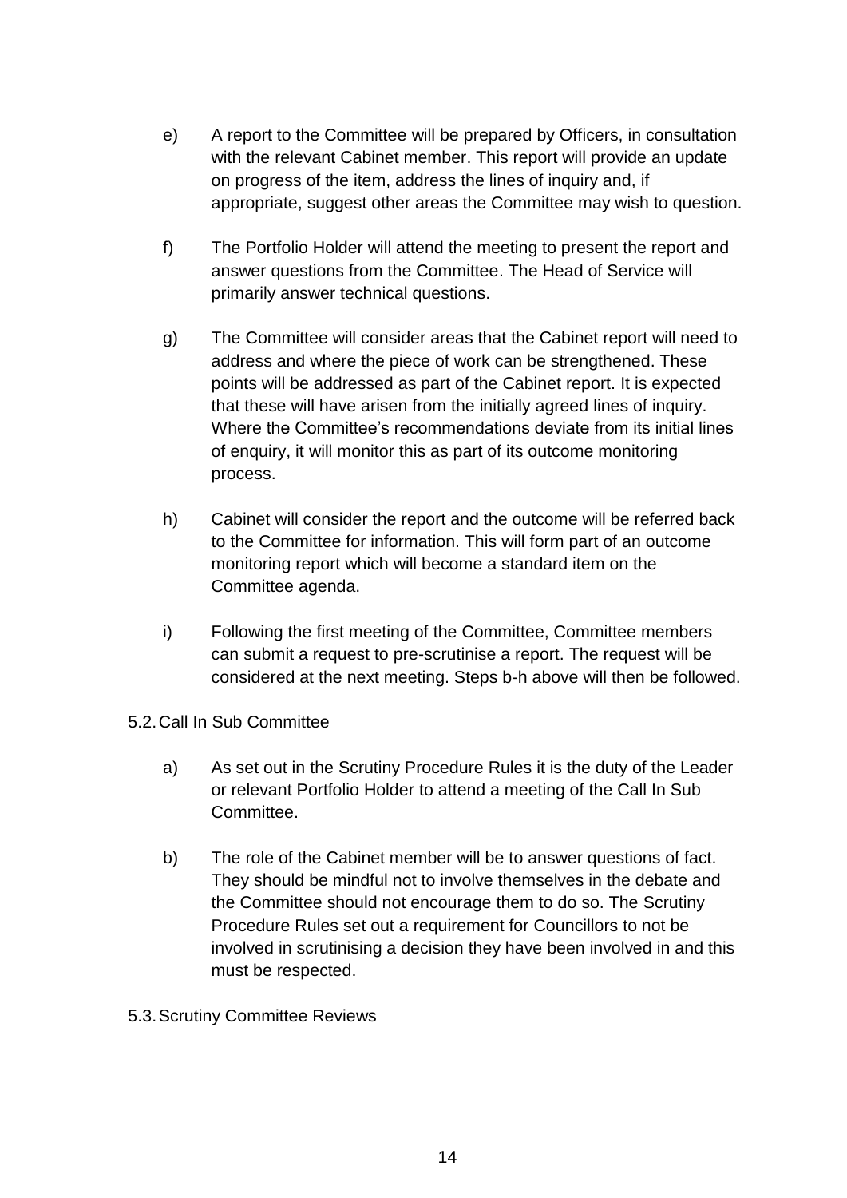e) A report to the Committee will be prepared by Officers, in consultation with the relevant Cabinet member. This report will provide an update on progress of the item, address the lines of inquiry and, if appropriate, suggest other areas the Committee may wish to question.

f) The Portfolio Holder will attend the meeting to present the report and answer questions from the Committee. The Head of Service will primarily answer technical questions.

g) The Committee will consider areas that the Cabinet report will need to address and where the piece of work can be strengthened. These points will be addressed as part of the Cabinet report. It is expected that these will have arisen from the initially agreed lines of inquiry. Where the Committee's recommendations deviate from its initial lines of enquiry, it will monitor this as part of its outcome monitoring process.

h) Cabinet will consider the report and the outcome will be referred back to the Committee for information. This will form part of an outcome monitoring report which will become a standard item on the Committee agenda.

i) Following the first meeting of the Committee, Committee members can submit a request to pre-scrutinise a report. The request will be considered at the next meeting. Steps b-h above will then be followed.

5.2. Call In Sub Committee

a) As set out in the Scrutiny Procedure Rules it is the duty of the Leader or relevant Portfolio Holder to attend a meeting of the Call In Sub Committee.

b) The role of the Cabinet member will be to answer questions of fact. They should be mindful not to involve themselves in the debate and the Committee should not encourage them to do so. The Scrutiny Procedure Rules set out a requirement for Councillors to not be involved in scrutinising a decision they have been involved in and this must be respected.

5.3. Scrutiny Committee Reviews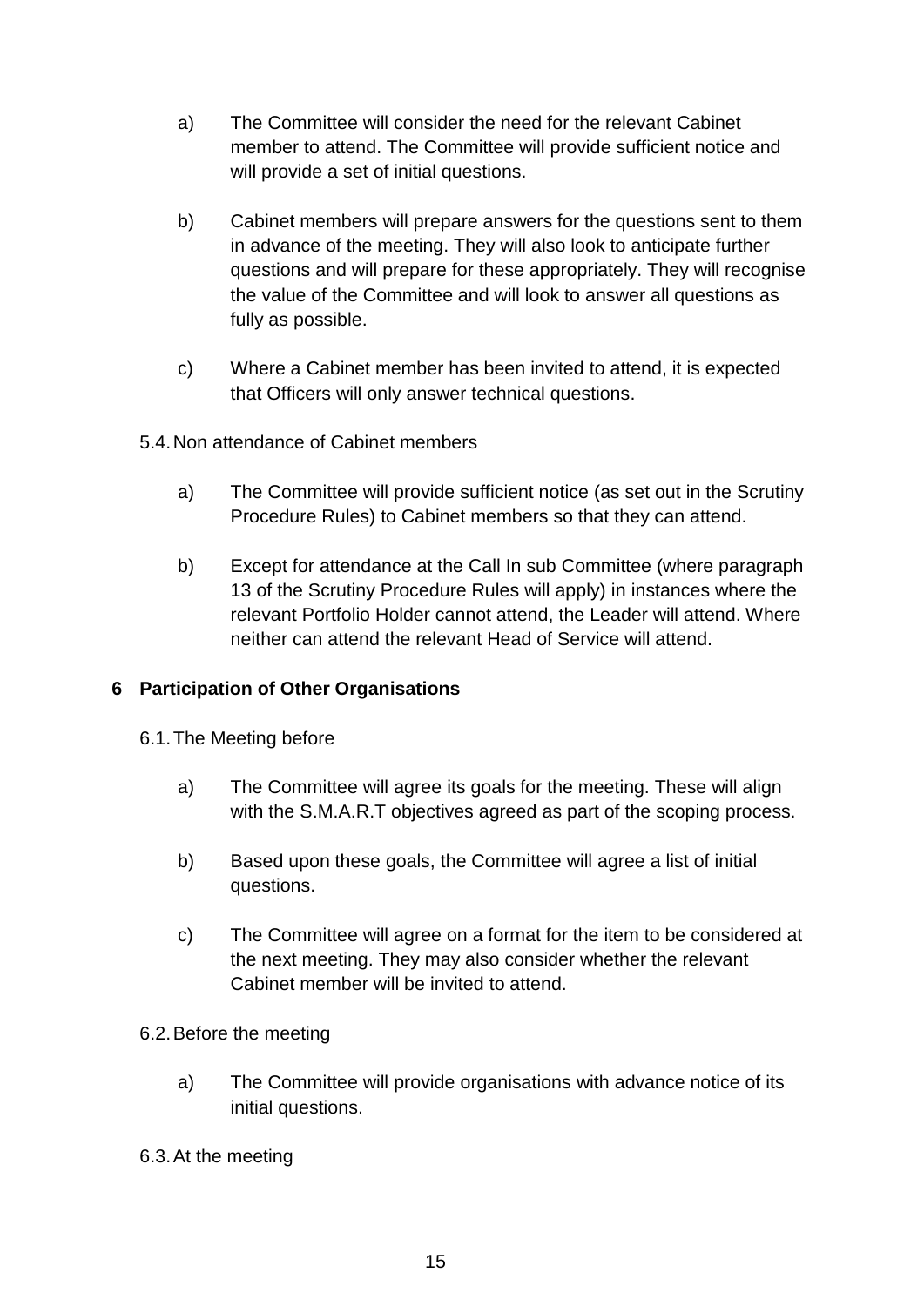a) The Committee will consider the need for the relevant Cabinet member to attend. The Committee will provide sufficient notice and will provide a set of initial questions.

b) Cabinet members will prepare answers for the questions sent to them in advance of the meeting. They will also look to anticipate further questions and will prepare for these appropriately. They will recognise the value of the Committee and will look to answer all questions as fully as possible.

c) Where a Cabinet member has been invited to attend, it is expected that Officers will only answer technical questions.

5.4. Non attendance of Cabinet members

a) The Committee will provide sufficient notice (as set out in the Scrutiny Procedure Rules) to Cabinet members so that they can attend.

b) Except for attendance at the Call In sub Committee (where paragraph 13 of the Scrutiny Procedure Rules will apply) in instances where the relevant Portfolio Holder cannot attend, the Leader will attend. Where neither can attend the relevant Head of Service will attend.

## 6 Participation of Other Organisations

6.1. The Meeting before

a) The Committee will agree its goals for the meeting. These will align with the S.M.A.R.T objectives agreed as part of the scoping process.

b) Based upon these goals, the Committee will agree a list of initial questions.

c) The Committee will agree on a format for the item to be considered at the next meeting. They may also consider whether the relevant Cabinet member will be invited to attend.

6.2. Before the meeting

a) The Committee will provide organisations with advance notice of its initial questions.

6.3. At the meeting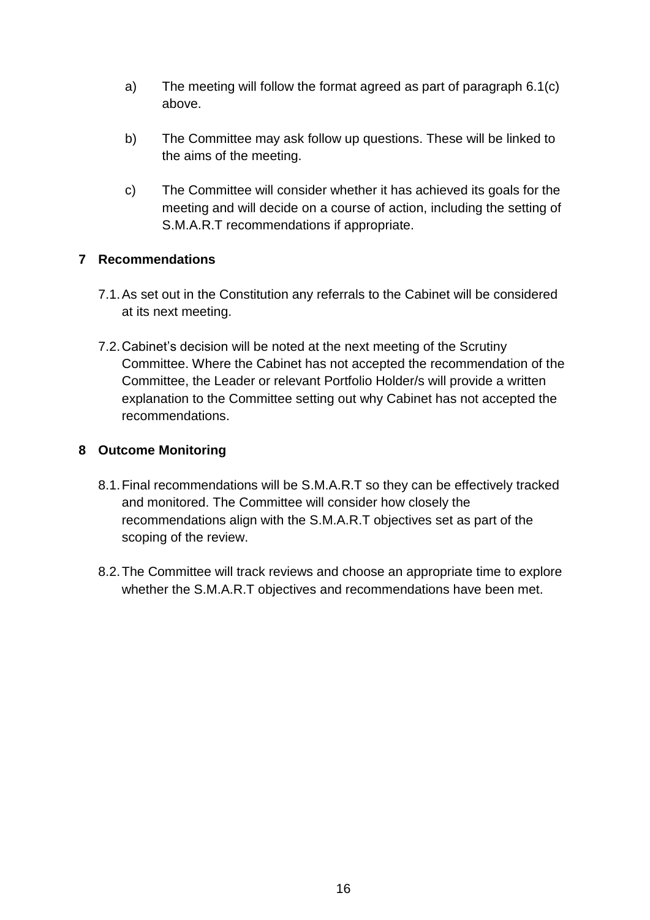a) The meeting will follow the format agreed as part of paragraph 6.1(c) above.

b) The Committee may ask follow up questions. These will be linked to the aims of the meeting.

c) The Committee will consider whether it has achieved its goals for the meeting and will decide on a course of action, including the setting of S.M.A.R.T recommendations if appropriate.

## 7 Recommendations

7.1. As set out in the Constitution any referrals to the Cabinet will be considered at its next meeting.

7.2. Cabinet's decision will be noted at the next meeting of the Scrutiny Committee. Where the Cabinet has not accepted the recommendation of the Committee, the Leader or relevant Portfolio Holder/s will provide a written explanation to the Committee setting out why Cabinet has not accepted the recommendations.

## 8 Outcome Monitoring

8.1. Final recommendations will be S.M.A.R.T so they can be effectively tracked and monitored. The Committee will consider how closely the recommendations align with the S.M.A.R.T objectives set as part of the scoping of the review.

8.2. The Committee will track reviews and choose an appropriate time to explore whether the S.M.A.R.T objectives and recommendations have been met.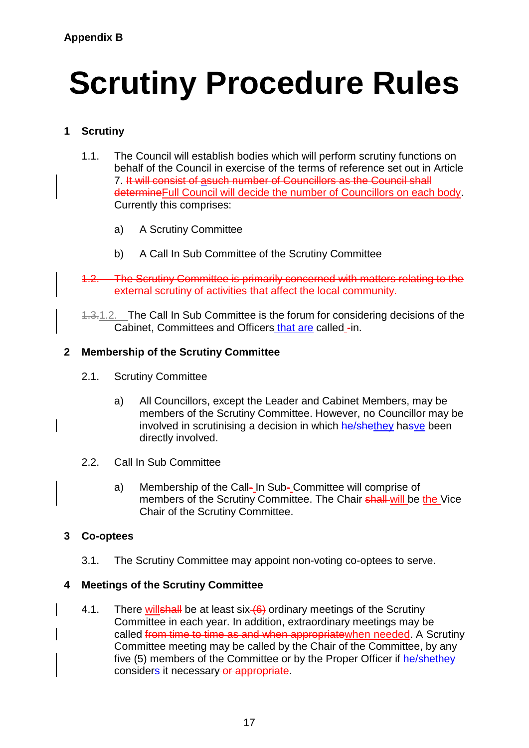**Appendix B**

# Scrutiny Procedure Rules

## 1 Scrutiny

1.1. The Council will establish bodies which will perform scrutiny functions on behalf of the Council in exercise of the terms of reference set out in Article 7. ~~It will consist of asuch number of Councillors as the Council shall determine~~Full Council will decide the number of Councillors on each body. Currently this comprises:

a) A Scrutiny Committee

b) A Call In Sub Committee of the Scrutiny Committee

~~1.2. The Scrutiny Committee is primarily concerned with matters relating to the external scrutiny of activities that affect the local community.~~

~~1.3.~~1.2. The Call In Sub Committee is the forum for considering decisions of the Cabinet, Committees and Officers that are called ~~-~~in.

## 2 Membership of the Scrutiny Committee

2.1. Scrutiny Committee

a) All Councillors, except the Leader and Cabinet Members, may be members of the Scrutiny Committee. However, no Councillor may be involved in scrutinising a decision in which ~~he/she~~they ha~~s~~ve been directly involved.

2.2. Call In Sub Committee

a) Membership of the Call~~-~~ In Sub~~-~~ Committee will comprise of members of the Scrutiny Committee. The Chair ~~shall~~ will be the Vice Chair of the Scrutiny Committee.

## 3 Co-optees

3.1. The Scrutiny Committee may appoint non-voting co-optees to serve.

## 4 Meetings of the Scrutiny Committee

4.1. There will~~shall~~ be at least six ~~(6)~~ ordinary meetings of the Scrutiny Committee in each year. In addition, extraordinary meetings may be called ~~from time to time as and when appropriate~~when needed. A Scrutiny Committee meeting may be called by the Chair of the Committee, by any five (5) members of the Committee or by the Proper Officer if ~~he/she~~they consider~~s~~ it necessary ~~or appropriate~~.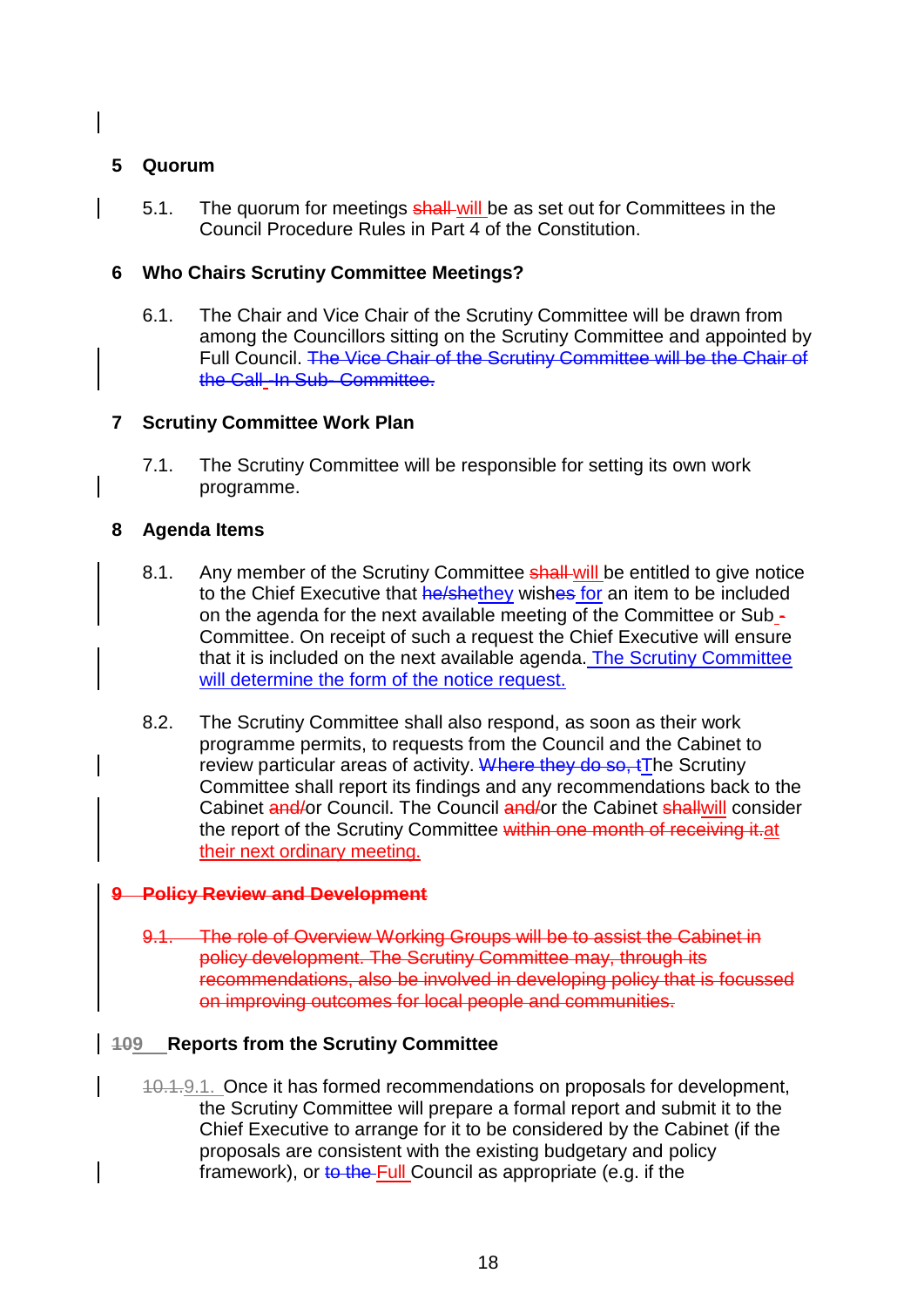## 5 Quorum

5.1. The quorum for meetings ~~shall~~ will be as set out for Committees in the Council Procedure Rules in Part 4 of the Constitution.

## 6 Who Chairs Scrutiny Committee Meetings?

6.1. The Chair and Vice Chair of the Scrutiny Committee will be drawn from among the Councillors sitting on the Scrutiny Committee and appointed by Full Council. ~~The Vice Chair of the Scrutiny Committee will be the Chair of the Call_-In Sub- Committee.~~

## 7 Scrutiny Committee Work Plan

7.1. The Scrutiny Committee will be responsible for setting its own work programme.

## 8 Agenda Items

8.1. Any member of the Scrutiny Committee ~~shall~~ will be entitled to give notice to the Chief Executive that ~~he/she~~they wish~~es~~ for an item to be included on the agenda for the next available meeting of the Committee or Sub ~~-~~ Committee. On receipt of such a request the Chief Executive will ensure that it is included on the next available agenda. The Scrutiny Committee will determine the form of the notice request.

8.2. The Scrutiny Committee shall also respond, as soon as their work programme permits, to requests from the Council and the Cabinet to review particular areas of activity. ~~Where they do so, t~~The Scrutiny Committee shall report its findings and any recommendations back to the Cabinet ~~and/~~or Council. The Council ~~and/~~or the Cabinet ~~shall~~will consider the report of the Scrutiny Committee ~~within one month of receiving it.~~at their next ordinary meeting.

## ~~9 Policy Review and Development~~

~~9.1. The role of Overview Working Groups will be to assist the Cabinet in policy development. The Scrutiny Committee may, through its recommendations, also be involved in developing policy that is focussed on improving outcomes for local people and communities.~~

## ~~10~~9 Reports from the Scrutiny Committee

~~10.1.~~9.1. Once it has formed recommendations on proposals for development, the Scrutiny Committee will prepare a formal report and submit it to the Chief Executive to arrange for it to be considered by the Cabinet (if the proposals are consistent with the existing budgetary and policy framework), or ~~to the~~ Full Council as appropriate (e.g. if the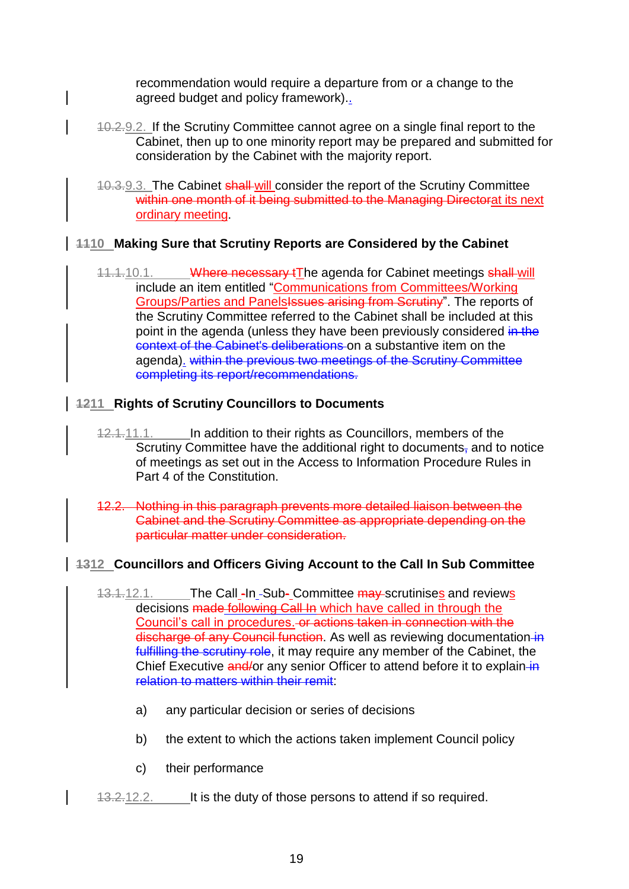recommendation would require a departure from or a change to the agreed budget and policy framework)..

~~10.2.~~9.2. If the Scrutiny Committee cannot agree on a single final report to the Cabinet, then up to one minority report may be prepared and submitted for consideration by the Cabinet with the majority report.

~~10.3.~~9.3. The Cabinet ~~shall~~ will consider the report of the Scrutiny Committee ~~within one month of it being submitted to the Managing Director~~at its next ordinary meeting.

## ~~11~~10 Making Sure that Scrutiny Reports are Considered by the Cabinet

~~11.1.~~10.1. ~~Where necessary t~~The agenda for Cabinet meetings ~~shall~~ will include an item entitled "Communications from Committees/Working Groups/Parties and Panels~~Issues arising from Scrutiny~~". The reports of the Scrutiny Committee referred to the Cabinet shall be included at this point in the agenda (unless they have been previously considered ~~in the context of the Cabinet's deliberations~~ on a substantive item on the agenda). ~~within the previous two meetings of the Scrutiny Committee completing its report/recommendations.~~

## ~~12~~11 Rights of Scrutiny Councillors to Documents

~~12.1.~~11.1. In addition to their rights as Councillors, members of the Scrutiny Committee have the additional right to documents~~,~~ and to notice of meetings as set out in the Access to Information Procedure Rules in Part 4 of the Constitution.

~~12.2. Nothing in this paragraph prevents more detailed liaison between the Cabinet and the Scrutiny Committee as appropriate depending on the particular matter under consideration.~~

## ~~13~~12 Councillors and Officers Giving Account to the Call In Sub Committee

~~13.1.~~12.1. The Call In Sub Committee ~~may~~ scrutinises and reviews decisions ~~made following Call In~~ which have called in through the Council's call in procedures.~~ or actions taken in connection with the discharge of any Council function~~. As well as reviewing documentation~~ in fulfilling the scrutiny role~~, it may require any member of the Cabinet, the Chief Executive ~~and/~~or any senior Officer to attend before it to explain~~ in relation to matters within their remit~~:

a) any particular decision or series of decisions

b) the extent to which the actions taken implement Council policy

c) their performance

~~13.2.~~12.2. It is the duty of those persons to attend if so required.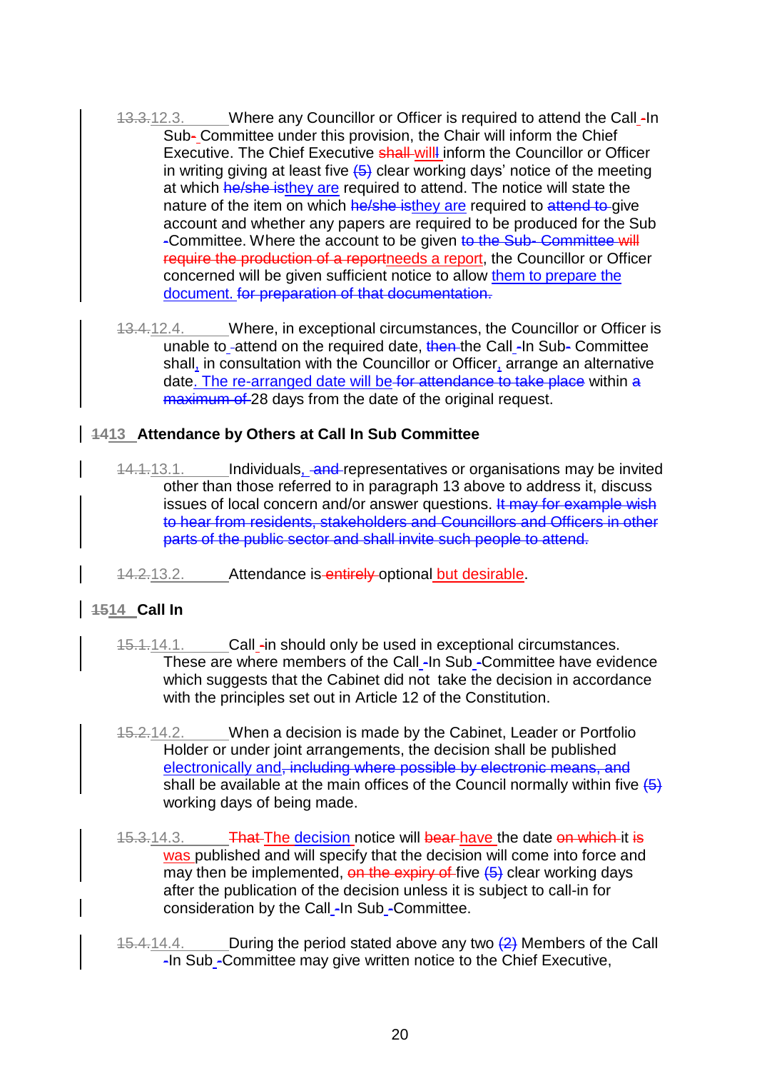~~13.3.~~12.3. Where any Councillor or Officer is required to attend the Call In Sub-Committee under this provision, the Chair will inform the Chief Executive. The Chief Executive ~~shall~~ will inform the Councillor or Officer in writing giving at least five ~~(5)~~ clear working days' notice of the meeting at which ~~he/she is~~ they are required to attend. The notice will state the nature of the item on which ~~he/she is~~ they are required to ~~attend to~~ give account and whether any papers are required to be produced for the Sub Committee. Where the account to be given ~~to the Sub- Committee will require the production of a report~~ needs a report, the Councillor or Officer concerned will be given sufficient notice to allow them to prepare the document. ~~for preparation of that documentation.~~

~~13.4.~~12.4. Where, in exceptional circumstances, the Councillor or Officer is unable to attend on the required date, ~~then~~ the Call In Sub Committee shall, in consultation with the Councillor or Officer, arrange an alternative date. The re-arranged date will be ~~for attendance to take place~~ within ~~a maximum of~~ 28 days from the date of the original request.

## ~~14~~13 Attendance by Others at Call In Sub Committee

~~14.1.~~13.1. Individuals, ~~and~~ representatives or organisations may be invited other than those referred to in paragraph 13 above to address it, discuss issues of local concern and/or answer questions. ~~It may for example wish to hear from residents, stakeholders and Councillors and Officers in other parts of the public sector and shall invite such people to attend.~~

~~14.2.~~13.2. Attendance is ~~entirely~~ optional but desirable.

## ~~15~~14 Call In

~~15.1.~~14.1. Call in should only be used in exceptional circumstances. These are where members of the Call In Sub Committee have evidence which suggests that the Cabinet did not take the decision in accordance with the principles set out in Article 12 of the Constitution.

~~15.2.~~14.2. When a decision is made by the Cabinet, Leader or Portfolio Holder or under joint arrangements, the decision shall be published electronically and~~, including where possible by electronic means, and~~ shall be available at the main offices of the Council normally within five ~~(5)~~ working days of being made.

~~15.3.~~14.3. ~~That~~ The decision notice will ~~bear~~ have the date ~~on which~~ it ~~is~~ was published and will specify that the decision will come into force and may then be implemented, ~~on the expiry of~~ five ~~(5)~~ clear working days after the publication of the decision unless it is subject to call-in for consideration by the Call In Sub Committee.

~~15.4.~~14.4. During the period stated above any two ~~(2)~~ Members of the Call In Sub Committee may give written notice to the Chief Executive,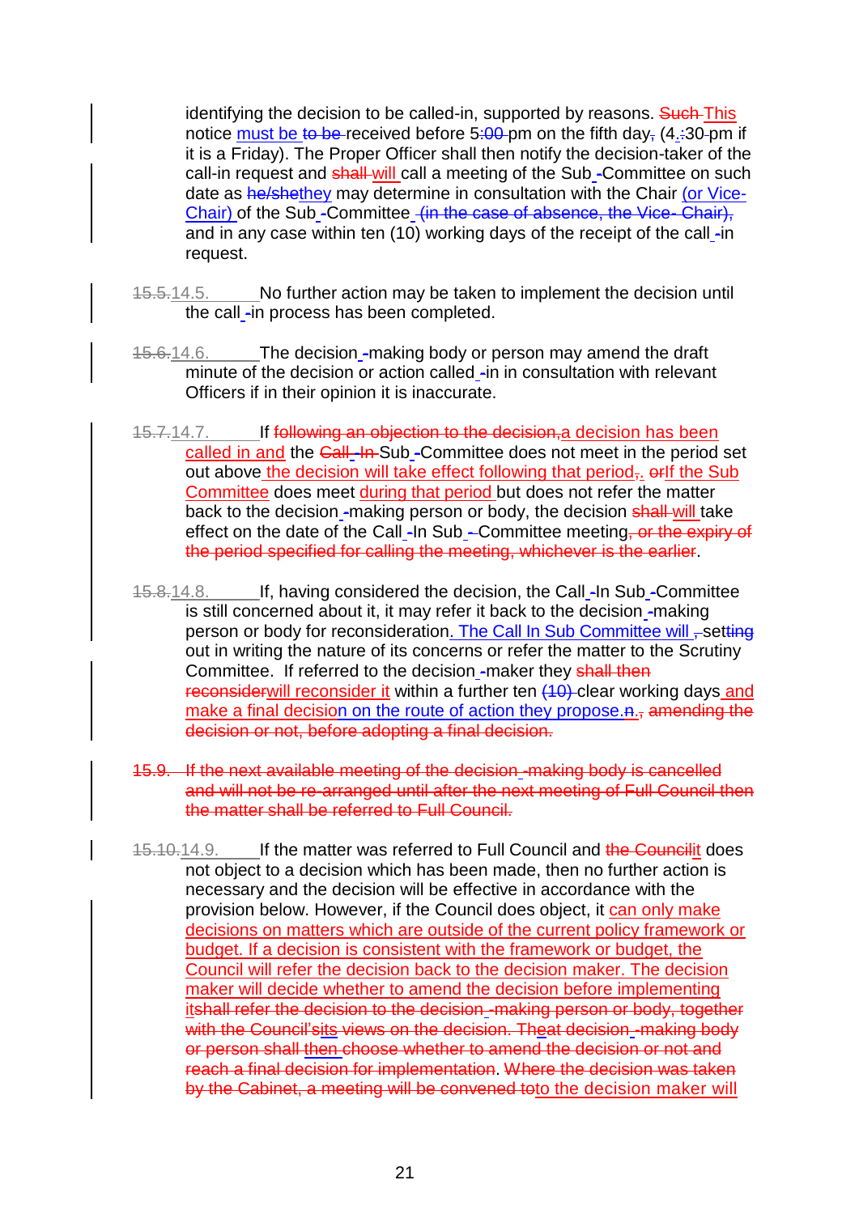identifying the decision to be called-in, supported by reasons. ~~Such~~ This notice must be ~~to be~~ received before 5~~:00~~ pm on the fifth day~~,~~ (4.~~:~~30 pm if it is a Friday). The Proper Officer shall then notify the decision-taker of the call-in request and ~~shall~~ will call a meeting of the Sub ~~-~~Committee on such date as ~~he/she~~they may determine in consultation with the Chair (or Vice-Chair) of the Sub ~~-~~Committee ~~(in the case of absence, the Vice- Chair),~~ and in any case within ten (10) working days of the receipt of the call ~~-~~in request.

~~15.5.~~14.5. No further action may be taken to implement the decision until the call ~~-~~in process has been completed.

~~15.6.~~14.6. The decision ~~-~~making body or person may amend the draft minute of the decision or action called ~~-~~in in consultation with relevant Officers if in their opinion it is inaccurate.

~~15.7.~~14.7. If ~~following an objection to the decision,~~a decision has been called in and the ~~Call -In~~ Sub ~~-~~Committee does not meet in the period set out above the decision will take effect following that period~~,~~. ~~or~~If the Sub Committee does meet during that period but does not refer the matter back to the decision ~~-~~making person or body, the decision ~~shall~~ will take effect on the date of the Call ~~-~~In Sub ~~-~~Committee meeting~~, or the expiry of the period specified for calling the meeting, whichever is the earlier~~.

~~15.8.~~14.8. If, having considered the decision, the Call ~~-~~In Sub ~~-~~Committee is still concerned about it, it may refer it back to the decision ~~-~~making person or body for reconsideration. The Call In Sub Committee will ~~,~~ sett~~ing~~ out in writing the nature of its concerns or refer the matter to the Scrutiny Committee. If referred to the decision ~~-~~maker they ~~shall then reconsider~~will reconsider it within a further ten ~~(10)~~ clear working days and make a final decision on the route of action they propose.~~n.,~~ ~~amending the decision or not, before adopting a final decision.~~

~~15.9. If the next available meeting of the decision -making body is cancelled and will not be re-arranged until after the next meeting of Full Council then the matter shall be referred to Full Council.~~

~~15.10.~~14.9. If the matter was referred to Full Council and ~~the Council~~it does not object to a decision which has been made, then no further action is necessary and the decision will be effective in accordance with the provision below. However, if the Council does object, it can only make decisions on matters which are outside of the current policy framework or budget. If a decision is consistent with the framework or budget, the Council will refer the decision back to the decision maker. The decision maker will decide whether to amend the decision before implementing it~~shall refer the decision to the decision -making person or body, together with the Council's~~its ~~views on the decision. The~~at ~~decision -making body or person shall~~ then ~~choose whether to amend the decision or not and reach a final decision for implementation~~. ~~Where the decision was taken by the Cabinet, a meeting will be convened to~~to the decision maker will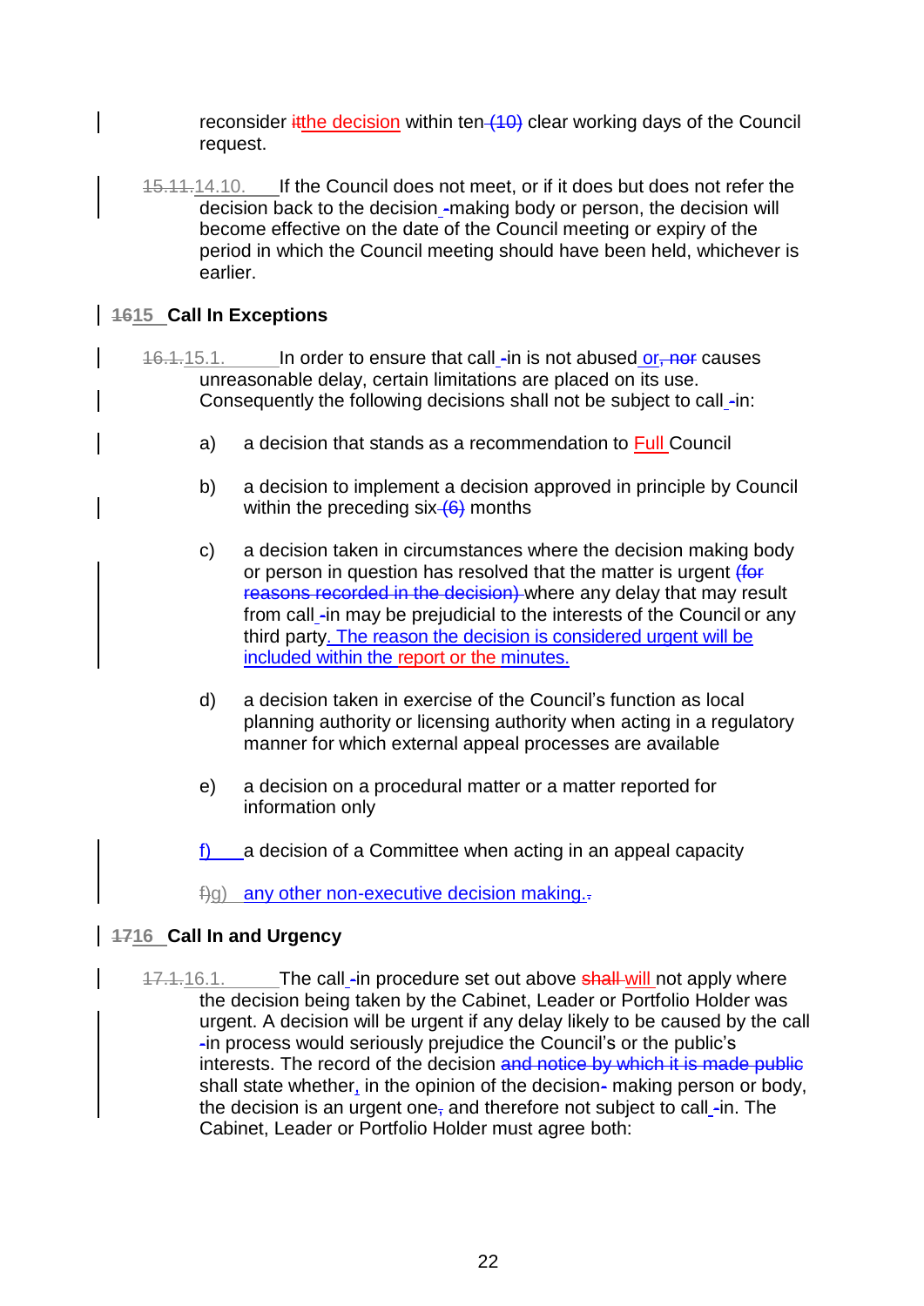reconsider itthe decision within ten (10) clear working days of the Council request.

15.11.14.10. If the Council does not meet, or if it does but does not refer the decision back to the decision -making body or person, the decision will become effective on the date of the Council meeting or expiry of the period in which the Council meeting should have been held, whichever is earlier.

## 1615 Call In Exceptions

16.1.15.1. In order to ensure that call -in is not abused or, nor causes unreasonable delay, certain limitations are placed on its use. Consequently the following decisions shall not be subject to call -in:

a) a decision that stands as a recommendation to Full Council

b) a decision to implement a decision approved in principle by Council within the preceding six (6) months

c) a decision taken in circumstances where the decision making body or person in question has resolved that the matter is urgent (for reasons recorded in the decision) where any delay that may result from call -in may be prejudicial to the interests of the Council or any third party. The reason the decision is considered urgent will be included within the report or the minutes.

d) a decision taken in exercise of the Council's function as local planning authority or licensing authority when acting in a regulatory manner for which external appeal processes are available

e) a decision on a procedural matter or a matter reported for information only

f) a decision of a Committee when acting in an appeal capacity

f)g) any other non-executive decision making..

## 1716 Call In and Urgency

17.1.16.1. The call -in procedure set out above shall will not apply where the decision being taken by the Cabinet, Leader or Portfolio Holder was urgent. A decision will be urgent if any delay likely to be caused by the call -in process would seriously prejudice the Council's or the public's interests. The record of the decision and notice by which it is made public shall state whether, in the opinion of the decision- making person or body, the decision is an urgent one, and therefore not subject to call -in. The Cabinet, Leader or Portfolio Holder must agree both: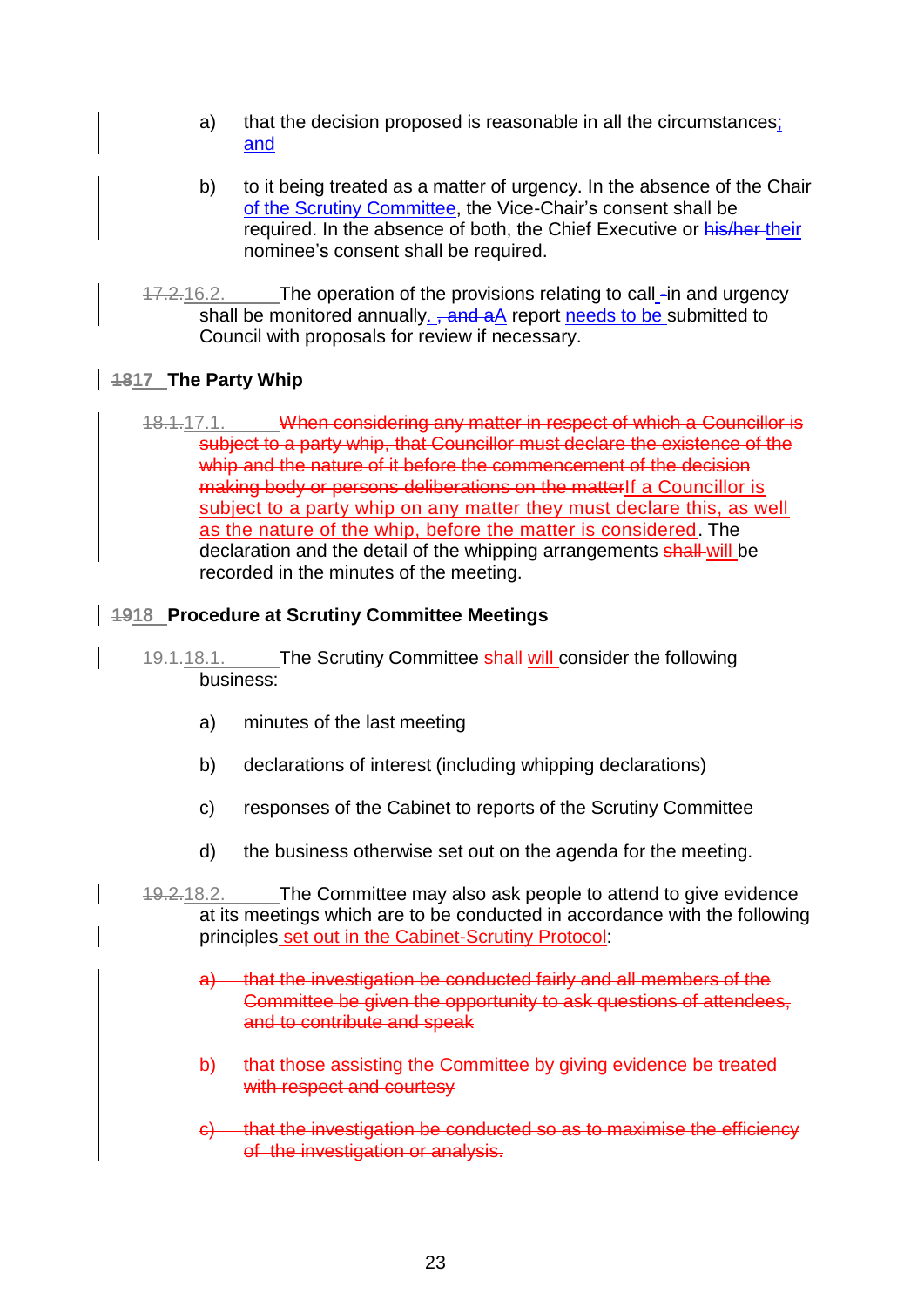a) that the decision proposed is reasonable in all the circumstances; and

b) to it being treated as a matter of urgency. In the absence of the Chair of the Scrutiny Committee, the Vice-Chair's consent shall be required. In the absence of both, the Chief Executive or ~~his/her~~ their nominee's consent shall be required.

~~17.2.~~16.2. The operation of the provisions relating to call ~~-~~in and urgency shall be monitored annually. ~~, and a~~A report needs to be submitted to Council with proposals for review if necessary.

## ~~18~~17 The Party Whip

~~18.1.~~17.1. ~~When considering any matter in respect of which a Councillor is subject to a party whip, that Councillor must declare the existence of the whip and the nature of it before the commencement of the decision making body or persons deliberations on the matter~~If a Councillor is subject to a party whip on any matter they must declare this, as well as the nature of the whip, before the matter is considered. The declaration and the detail of the whipping arrangements ~~shall~~ will be recorded in the minutes of the meeting.

## ~~19~~18 Procedure at Scrutiny Committee Meetings

~~19.1.~~18.1. The Scrutiny Committee ~~shall~~ will consider the following business:

a) minutes of the last meeting

b) declarations of interest (including whipping declarations)

c) responses of the Cabinet to reports of the Scrutiny Committee

d) the business otherwise set out on the agenda for the meeting.

~~19.2.~~18.2. The Committee may also ask people to attend to give evidence at its meetings which are to be conducted in accordance with the following principles set out in the Cabinet-Scrutiny Protocol:

~~a) that the investigation be conducted fairly and all members of the Committee be given the opportunity to ask questions of attendees, and to contribute and speak~~

~~b) that those assisting the Committee by giving evidence be treated with respect and courtesy~~

~~c) that the investigation be conducted so as to maximise the efficiency of the investigation or analysis.~~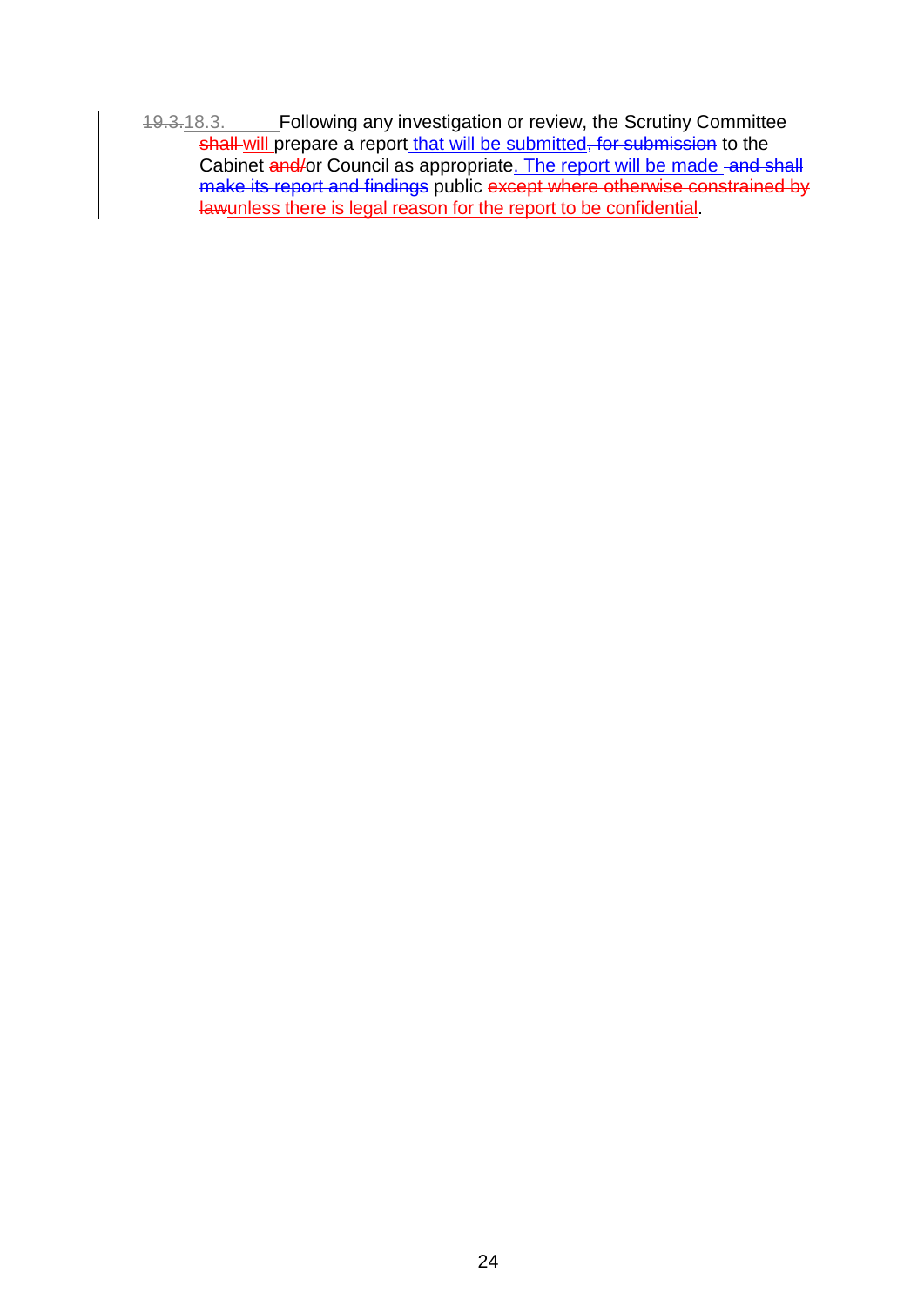~~19.3.~~18.3. Following any investigation or review, the Scrutiny Committee ~~shall~~ will prepare a report that will be submitted~~, for submission~~ to the Cabinet ~~and/~~or Council as appropriate. The report will be made ~~and shall make its report and findings~~ public ~~except where otherwise constrained by law~~unless there is legal reason for the report to be confidential.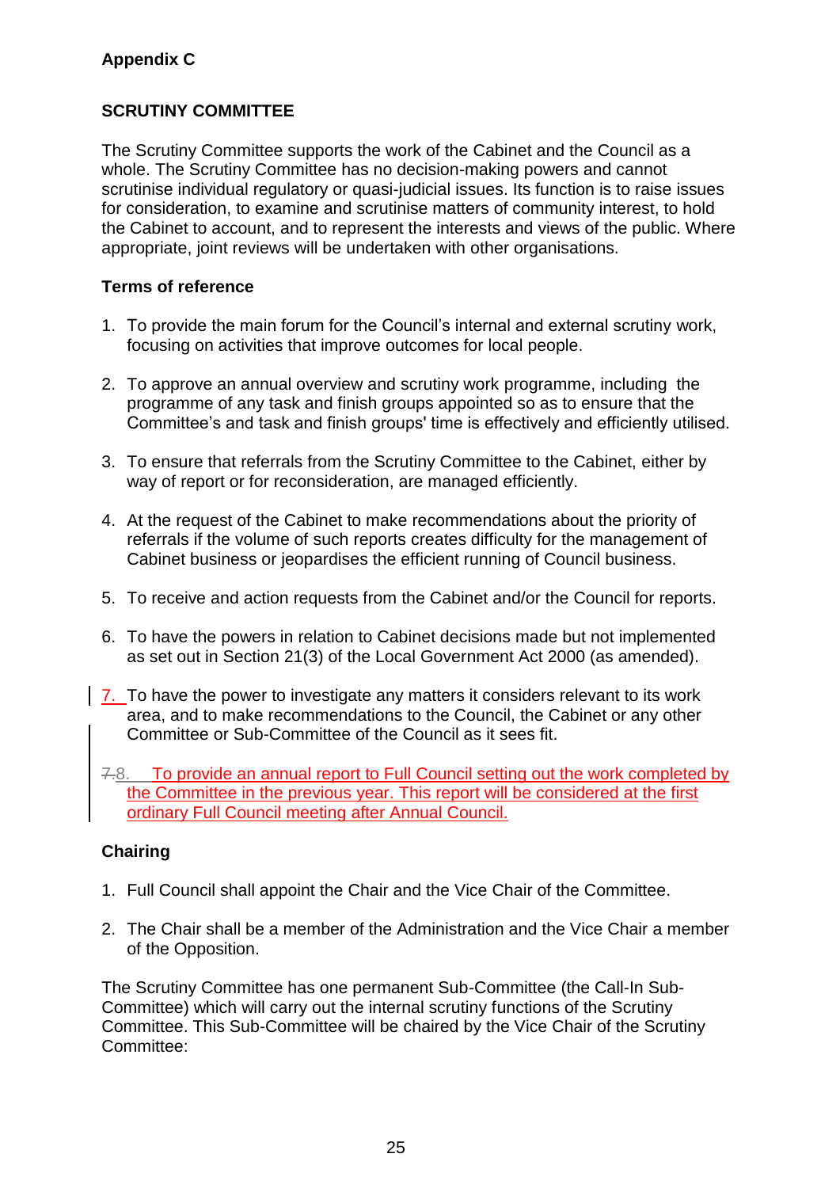**Appendix C**

## SCRUTINY COMMITTEE

The Scrutiny Committee supports the work of the Cabinet and the Council as a whole. The Scrutiny Committee has no decision-making powers and cannot scrutinise individual regulatory or quasi-judicial issues. Its function is to raise issues for consideration, to examine and scrutinise matters of community interest, to hold the Cabinet to account, and to represent the interests and views of the public. Where appropriate, joint reviews will be undertaken with other organisations.

### Terms of reference

1. To provide the main forum for the Council's internal and external scrutiny work, focusing on activities that improve outcomes for local people.

2. To approve an annual overview and scrutiny work programme, including the programme of any task and finish groups appointed so as to ensure that the Committee's and task and finish groups' time is effectively and efficiently utilised.

3. To ensure that referrals from the Scrutiny Committee to the Cabinet, either by way of report or for reconsideration, are managed efficiently.

4. At the request of the Cabinet to make recommendations about the priority of referrals if the volume of such reports creates difficulty for the management of Cabinet business or jeopardises the efficient running of Council business.

5. To receive and action requests from the Cabinet and/or the Council for reports.

6. To have the powers in relation to Cabinet decisions made but not implemented as set out in Section 21(3) of the Local Government Act 2000 (as amended).

7. To have the power to investigate any matters it considers relevant to its work area, and to make recommendations to the Council, the Cabinet or any other Committee or Sub-Committee of the Council as it sees fit.

8. To provide an annual report to Full Council setting out the work completed by the Committee in the previous year. This report will be considered at the first ordinary Full Council meeting after Annual Council.

### Chairing

1. Full Council shall appoint the Chair and the Vice Chair of the Committee.

2. The Chair shall be a member of the Administration and the Vice Chair a member of the Opposition.

The Scrutiny Committee has one permanent Sub-Committee (the Call-In Sub-Committee) which will carry out the internal scrutiny functions of the Scrutiny Committee. This Sub-Committee will be chaired by the Vice Chair of the Scrutiny Committee: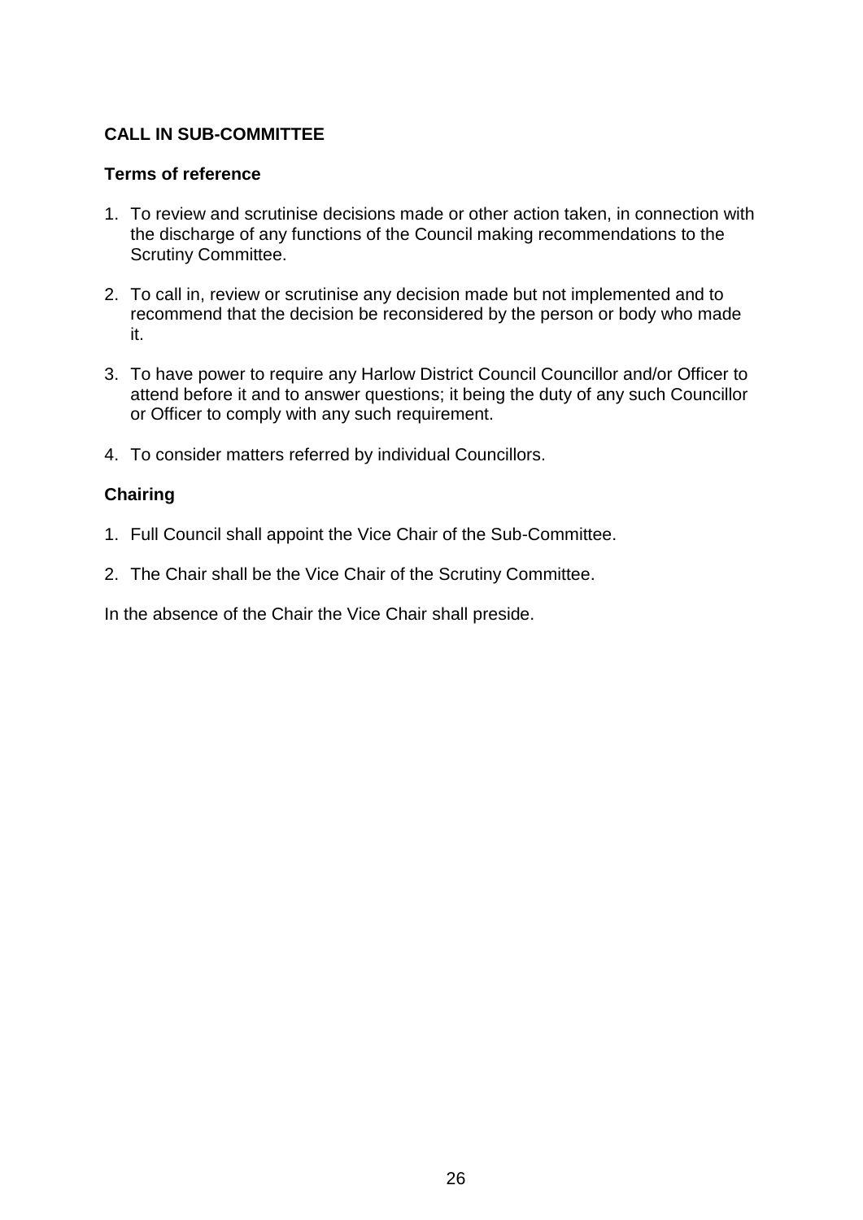**CALL IN SUB-COMMITTEE**

**Terms of reference**

1. To review and scrutinise decisions made or other action taken, in connection with the discharge of any functions of the Council making recommendations to the Scrutiny Committee.

2. To call in, review or scrutinise any decision made but not implemented and to recommend that the decision be reconsidered by the person or body who made it.

3. To have power to require any Harlow District Council Councillor and/or Officer to attend before it and to answer questions; it being the duty of any such Councillor or Officer to comply with any such requirement.

4. To consider matters referred by individual Councillors.

**Chairing**

1. Full Council shall appoint the Vice Chair of the Sub-Committee.

2. The Chair shall be the Vice Chair of the Scrutiny Committee.

In the absence of the Chair the Vice Chair shall preside.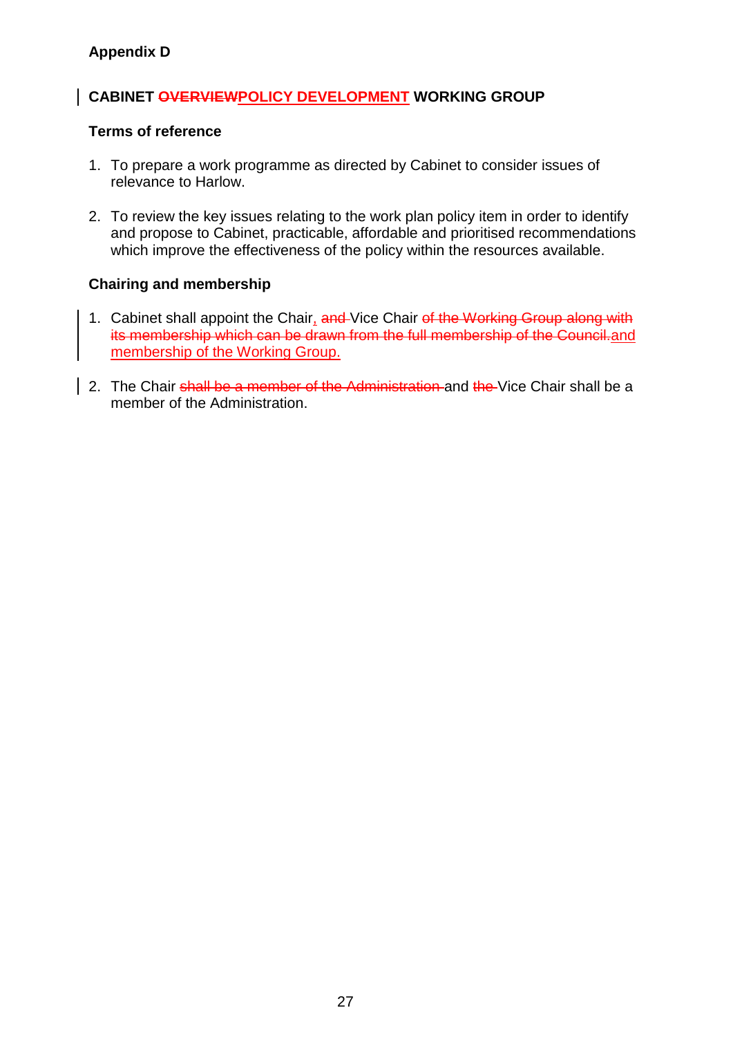**Appendix D**

## CABINET ~~OVERVIEW~~POLICY DEVELOPMENT WORKING GROUP

### Terms of reference

1. To prepare a work programme as directed by Cabinet to consider issues of relevance to Harlow.

2. To review the key issues relating to the work plan policy item in order to identify and propose to Cabinet, practicable, affordable and prioritised recommendations which improve the effectiveness of the policy within the resources available.

### Chairing and membership

1. Cabinet shall appoint the Chair, ~~and~~ Vice Chair ~~of the Working Group along with its membership which can be drawn from the full membership of the Council.~~and membership of the Working Group.

2. The Chair ~~shall be a member of the Administration~~ and ~~the~~ Vice Chair shall be a member of the Administration.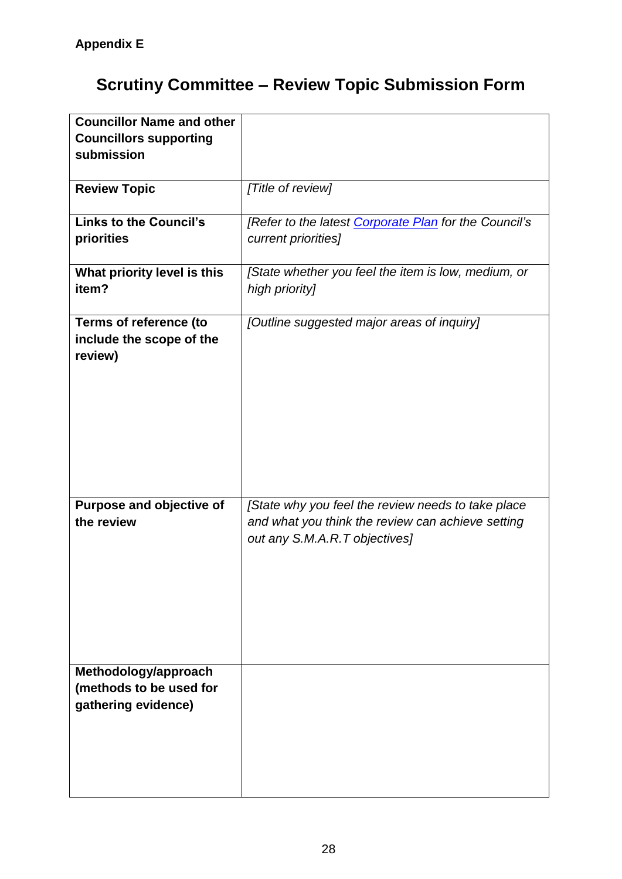**Appendix E**

# Scrutiny Committee – Review Topic Submission Form

| **Councillor Name and other Councillors supporting submission** | |
|---|---|
| **Review Topic** | *[Title of review]* |
| **Links to the Council's priorities** | *[Refer to the latest [Corporate Plan]() for the Council's current priorities]* |
| **What priority level is this item?** | *[State whether you feel the item is low, medium, or high priority]* |
| **Terms of reference (to include the scope of the review)** | *[Outline suggested major areas of inquiry]* |
| **Purpose and objective of the review** | *[State why you feel the review needs to take place and what you think the review can achieve setting out any S.M.A.R.T objectives]* |
| **Methodology/approach (methods to be used for gathering evidence)** | |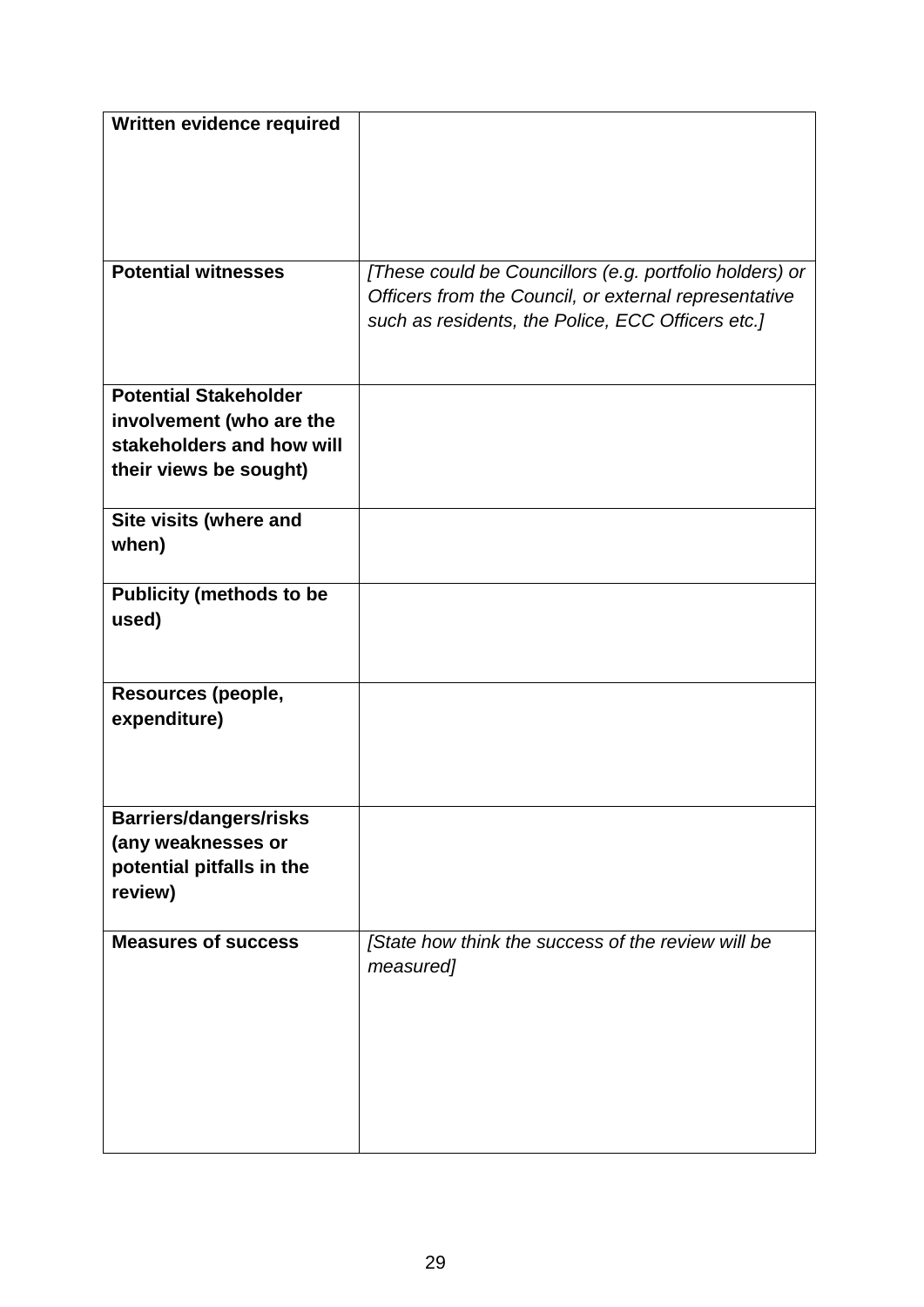| | |
|---|---|
| **Written evidence required** | |
| **Potential witnesses** | *[These could be Councillors (e.g. portfolio holders) or Officers from the Council, or external representative such as residents, the Police, ECC Officers etc.]* |
| **Potential Stakeholder involvement (who are the stakeholders and how will their views be sought)** | |
| **Site visits (where and when)** | |
| **Publicity (methods to be used)** | |
| **Resources (people, expenditure)** | |
| **Barriers/dangers/risks (any weaknesses or potential pitfalls in the review)** | |
| **Measures of success** | *[State how think the success of the review will be measured]* |